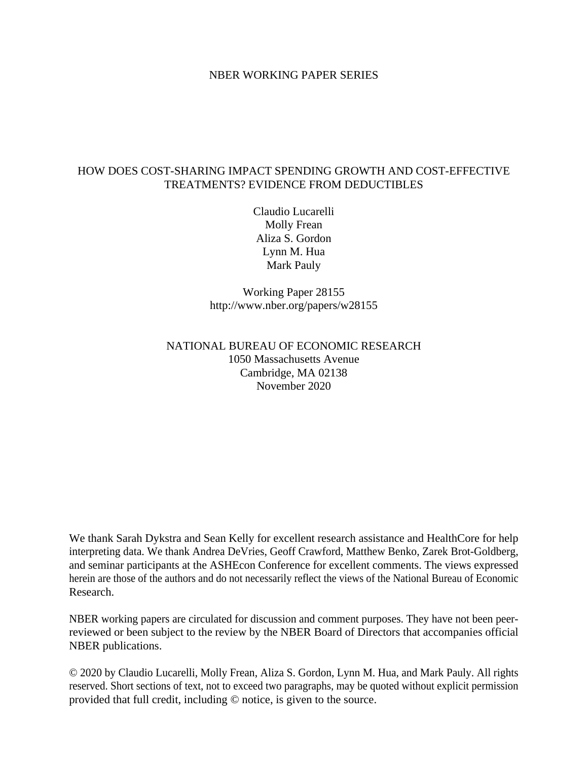NBER WORKING PAPER SERIES

# HOW DOES COST-SHARING IMPACT SPENDING GROWTH AND COST-EFFECTIVE TREATMENTS? EVIDENCE FROM DEDUCTIBLES

Claudio Lucarelli
Molly Frean
Aliza S. Gordon
Lynn M. Hua
Mark Pauly

Working Paper 28155
http://www.nber.org/papers/w28155

NATIONAL BUREAU OF ECONOMIC RESEARCH
1050 Massachusetts Avenue
Cambridge, MA 02138
November 2020

We thank Sarah Dykstra and Sean Kelly for excellent research assistance and HealthCore for help interpreting data. We thank Andrea DeVries, Geoff Crawford, Matthew Benko, Zarek Brot-Goldberg, and seminar participants at the ASHEcon Conference for excellent comments. The views expressed herein are those of the authors and do not necessarily reflect the views of the National Bureau of Economic Research.

NBER working papers are circulated for discussion and comment purposes. They have not been peer-reviewed or been subject to the review by the NBER Board of Directors that accompanies official NBER publications.

© 2020 by Claudio Lucarelli, Molly Frean, Aliza S. Gordon, Lynn M. Hua, and Mark Pauly. All rights reserved. Short sections of text, not to exceed two paragraphs, may be quoted without explicit permission provided that full credit, including © notice, is given to the source.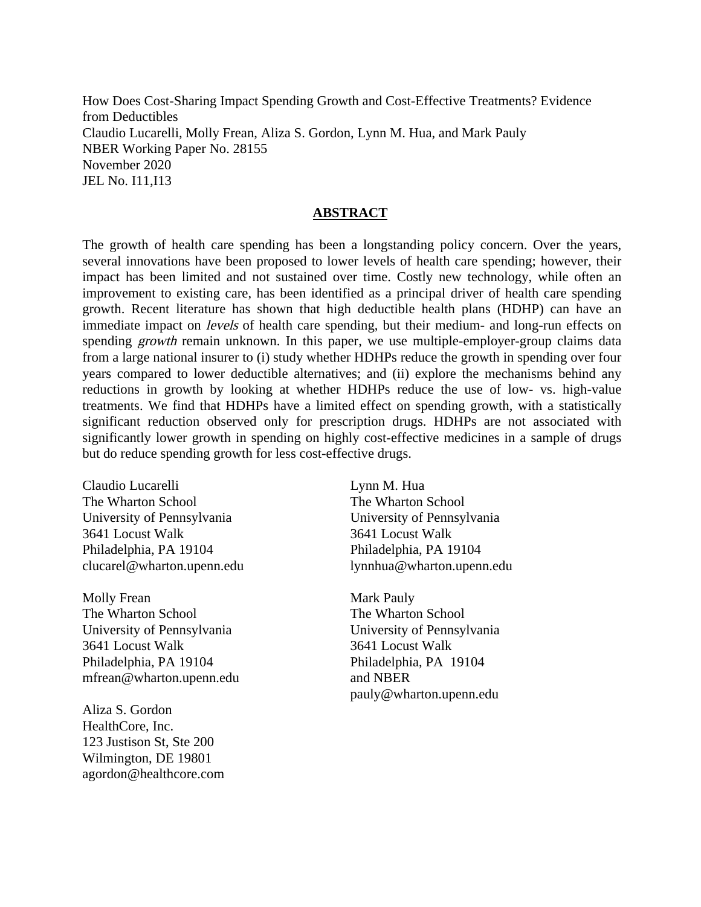How Does Cost-Sharing Impact Spending Growth and Cost-Effective Treatments? Evidence from Deductibles
Claudio Lucarelli, Molly Frean, Aliza S. Gordon, Lynn M. Hua, and Mark Pauly
NBER Working Paper No. 28155
November 2020
JEL No. I11,I13

## ABSTRACT

The growth of health care spending has been a longstanding policy concern. Over the years, several innovations have been proposed to lower levels of health care spending; however, their impact has been limited and not sustained over time. Costly new technology, while often an improvement to existing care, has been identified as a principal driver of health care spending growth. Recent literature has shown that high deductible health plans (HDHP) can have an immediate impact on *levels* of health care spending, but their medium- and long-run effects on spending *growth* remain unknown. In this paper, we use multiple-employer-group claims data from a large national insurer to (i) study whether HDHPs reduce the growth in spending over four years compared to lower deductible alternatives; and (ii) explore the mechanisms behind any reductions in growth by looking at whether HDHPs reduce the use of low- vs. high-value treatments. We find that HDHPs have a limited effect on spending growth, with a statistically significant reduction observed only for prescription drugs. HDHPs are not associated with significantly lower growth in spending on highly cost-effective medicines in a sample of drugs but do reduce spending growth for less cost-effective drugs.

Claudio Lucarelli
The Wharton School
University of Pennsylvania
3641 Locust Walk
Philadelphia, PA 19104
clucarel@wharton.upenn.edu

Molly Frean
The Wharton School
University of Pennsylvania
3641 Locust Walk
Philadelphia, PA 19104
mfrean@wharton.upenn.edu

Aliza S. Gordon
HealthCore, Inc.
123 Justison St, Ste 200
Wilmington, DE 19801
agordon@healthcore.com

Lynn M. Hua
The Wharton School
University of Pennsylvania
3641 Locust Walk
Philadelphia, PA 19104
lynnhua@wharton.upenn.edu

Mark Pauly
The Wharton School
University of Pennsylvania
3641 Locust Walk
Philadelphia, PA 19104
and NBER
pauly@wharton.upenn.edu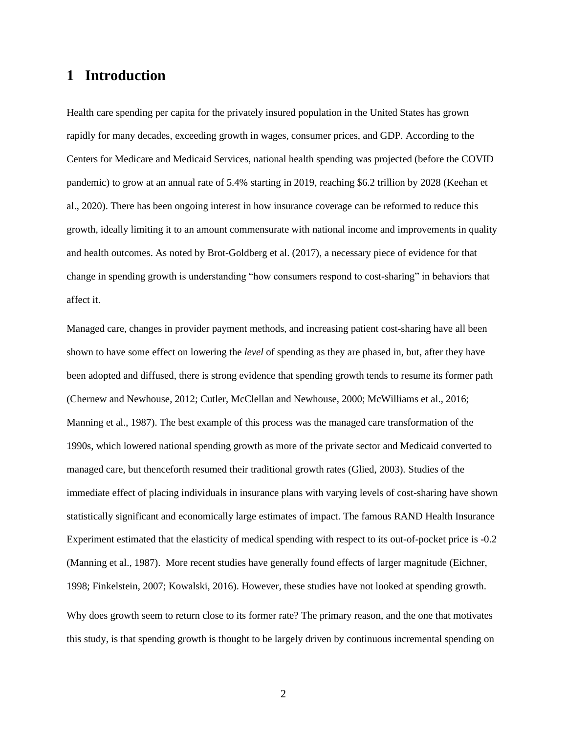# 1 Introduction

Health care spending per capita for the privately insured population in the United States has grown rapidly for many decades, exceeding growth in wages, consumer prices, and GDP. According to the Centers for Medicare and Medicaid Services, national health spending was projected (before the COVID pandemic) to grow at an annual rate of 5.4% starting in 2019, reaching $6.2 trillion by 2028 (Keehan et al., 2020). There has been ongoing interest in how insurance coverage can be reformed to reduce this growth, ideally limiting it to an amount commensurate with national income and improvements in quality and health outcomes. As noted by Brot-Goldberg et al. (2017), a necessary piece of evidence for that change in spending growth is understanding "how consumers respond to cost-sharing" in behaviors that affect it.

Managed care, changes in provider payment methods, and increasing patient cost-sharing have all been shown to have some effect on lowering the *level* of spending as they are phased in, but, after they have been adopted and diffused, there is strong evidence that spending growth tends to resume its former path (Chernew and Newhouse, 2012; Cutler, McClellan and Newhouse, 2000; McWilliams et al., 2016; Manning et al., 1987). The best example of this process was the managed care transformation of the 1990s, which lowered national spending growth as more of the private sector and Medicaid converted to managed care, but thenceforth resumed their traditional growth rates (Glied, 2003). Studies of the immediate effect of placing individuals in insurance plans with varying levels of cost-sharing have shown statistically significant and economically large estimates of impact. The famous RAND Health Insurance Experiment estimated that the elasticity of medical spending with respect to its out-of-pocket price is -0.2 (Manning et al., 1987). More recent studies have generally found effects of larger magnitude (Eichner, 1998; Finkelstein, 2007; Kowalski, 2016). However, these studies have not looked at spending growth.

Why does growth seem to return close to its former rate? The primary reason, and the one that motivates this study, is that spending growth is thought to be largely driven by continuous incremental spending on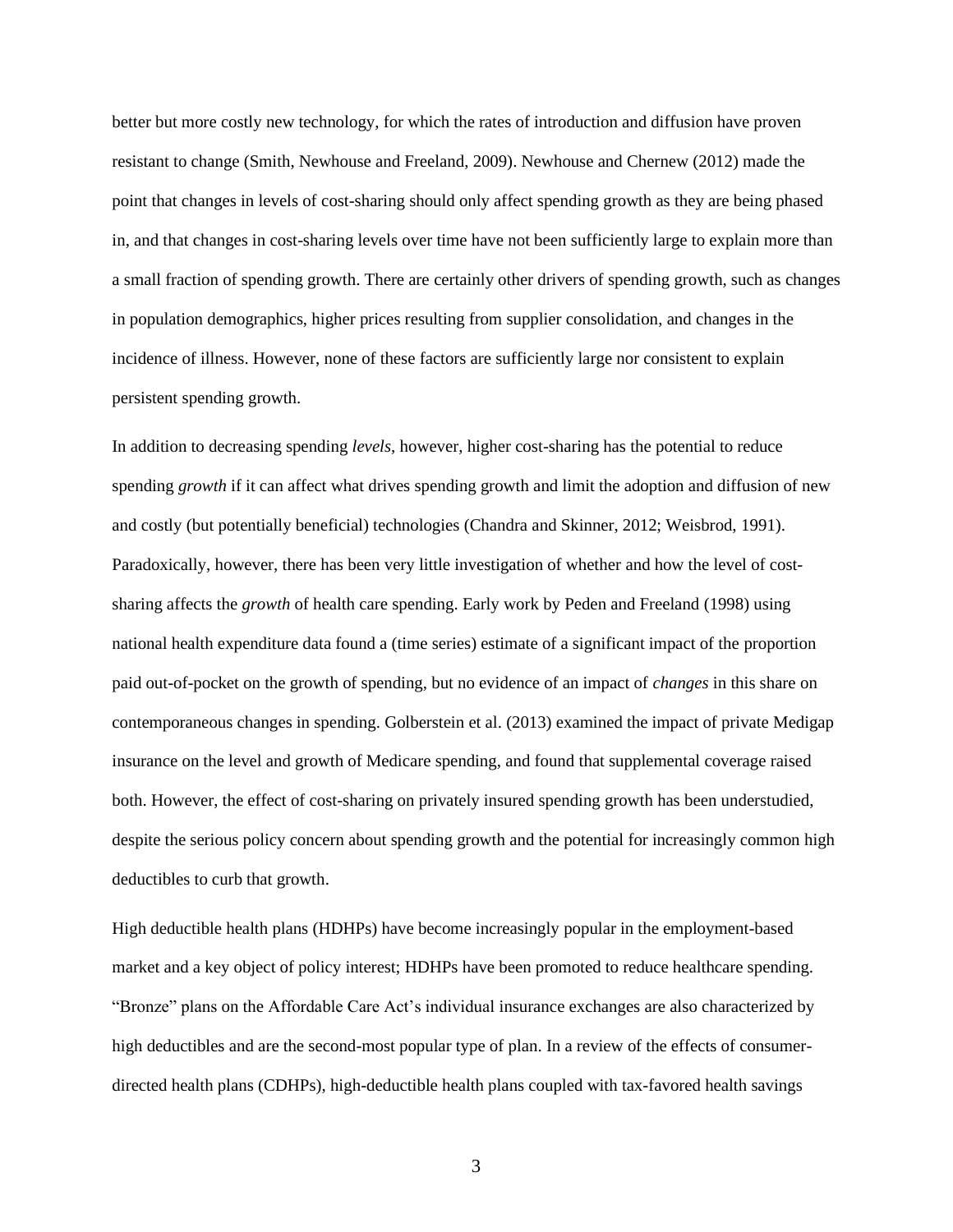better but more costly new technology, for which the rates of introduction and diffusion have proven resistant to change (Smith, Newhouse and Freeland, 2009). Newhouse and Chernew (2012) made the point that changes in levels of cost-sharing should only affect spending growth as they are being phased in, and that changes in cost-sharing levels over time have not been sufficiently large to explain more than a small fraction of spending growth. There are certainly other drivers of spending growth, such as changes in population demographics, higher prices resulting from supplier consolidation, and changes in the incidence of illness. However, none of these factors are sufficiently large nor consistent to explain persistent spending growth.

In addition to decreasing spending *levels*, however, higher cost-sharing has the potential to reduce spending *growth* if it can affect what drives spending growth and limit the adoption and diffusion of new and costly (but potentially beneficial) technologies (Chandra and Skinner, 2012; Weisbrod, 1991). Paradoxically, however, there has been very little investigation of whether and how the level of cost-sharing affects the *growth* of health care spending. Early work by Peden and Freeland (1998) using national health expenditure data found a (time series) estimate of a significant impact of the proportion paid out-of-pocket on the growth of spending, but no evidence of an impact of *changes* in this share on contemporaneous changes in spending. Golberstein et al. (2013) examined the impact of private Medigap insurance on the level and growth of Medicare spending, and found that supplemental coverage raised both. However, the effect of cost-sharing on privately insured spending growth has been understudied, despite the serious policy concern about spending growth and the potential for increasingly common high deductibles to curb that growth.

High deductible health plans (HDHPs) have become increasingly popular in the employment-based market and a key object of policy interest; HDHPs have been promoted to reduce healthcare spending. "Bronze" plans on the Affordable Care Act's individual insurance exchanges are also characterized by high deductibles and are the second-most popular type of plan. In a review of the effects of consumer-directed health plans (CDHPs), high-deductible health plans coupled with tax-favored health savings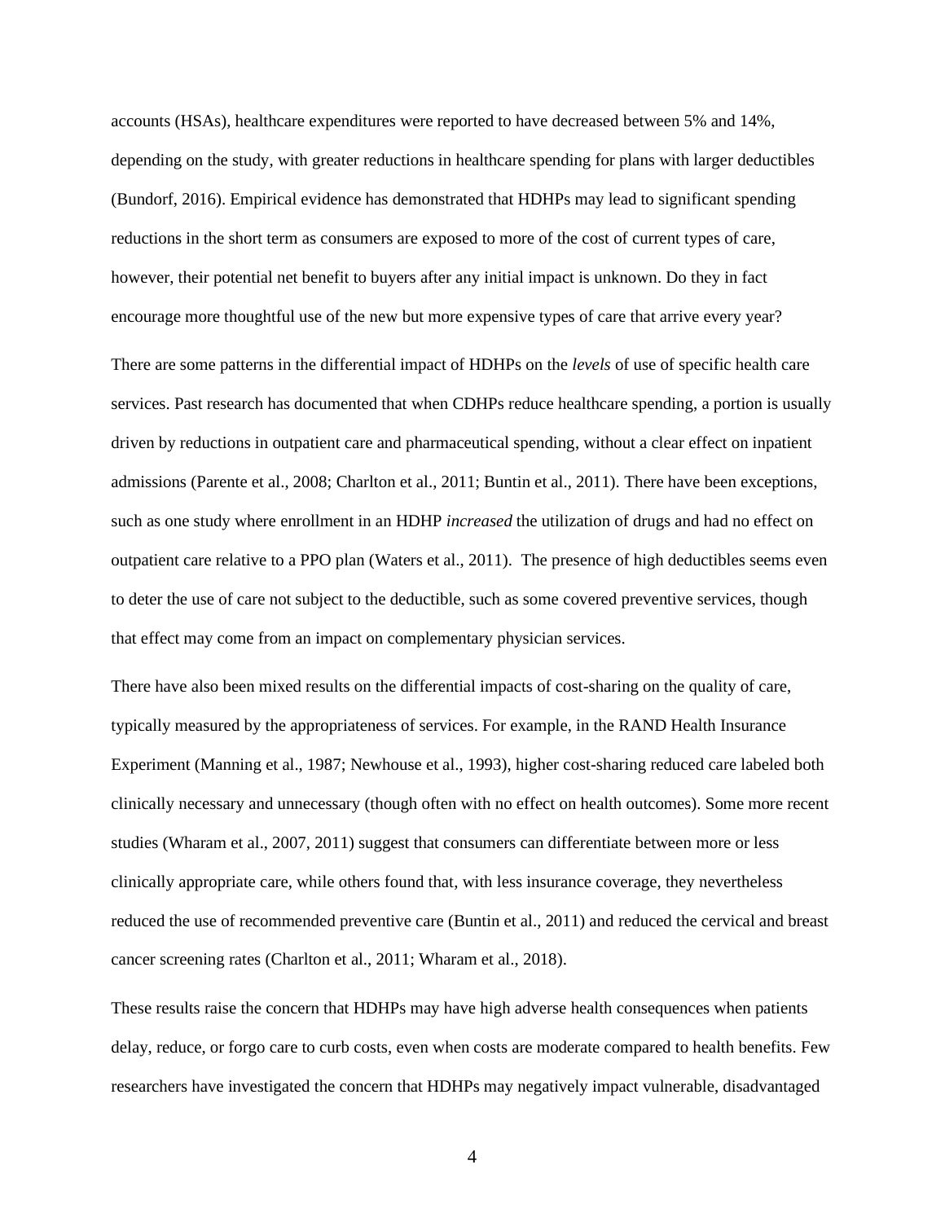accounts (HSAs), healthcare expenditures were reported to have decreased between 5% and 14%, depending on the study, with greater reductions in healthcare spending for plans with larger deductibles (Bundorf, 2016). Empirical evidence has demonstrated that HDHPs may lead to significant spending reductions in the short term as consumers are exposed to more of the cost of current types of care, however, their potential net benefit to buyers after any initial impact is unknown. Do they in fact encourage more thoughtful use of the new but more expensive types of care that arrive every year?

There are some patterns in the differential impact of HDHPs on the *levels* of use of specific health care services. Past research has documented that when CDHPs reduce healthcare spending, a portion is usually driven by reductions in outpatient care and pharmaceutical spending, without a clear effect on inpatient admissions (Parente et al., 2008; Charlton et al., 2011; Buntin et al., 2011). There have been exceptions, such as one study where enrollment in an HDHP *increased* the utilization of drugs and had no effect on outpatient care relative to a PPO plan (Waters et al., 2011). The presence of high deductibles seems even to deter the use of care not subject to the deductible, such as some covered preventive services, though that effect may come from an impact on complementary physician services.

There have also been mixed results on the differential impacts of cost-sharing on the quality of care, typically measured by the appropriateness of services. For example, in the RAND Health Insurance Experiment (Manning et al., 1987; Newhouse et al., 1993), higher cost-sharing reduced care labeled both clinically necessary and unnecessary (though often with no effect on health outcomes). Some more recent studies (Wharam et al., 2007, 2011) suggest that consumers can differentiate between more or less clinically appropriate care, while others found that, with less insurance coverage, they nevertheless reduced the use of recommended preventive care (Buntin et al., 2011) and reduced the cervical and breast cancer screening rates (Charlton et al., 2011; Wharam et al., 2018).

These results raise the concern that HDHPs may have high adverse health consequences when patients delay, reduce, or forgo care to curb costs, even when costs are moderate compared to health benefits. Few researchers have investigated the concern that HDHPs may negatively impact vulnerable, disadvantaged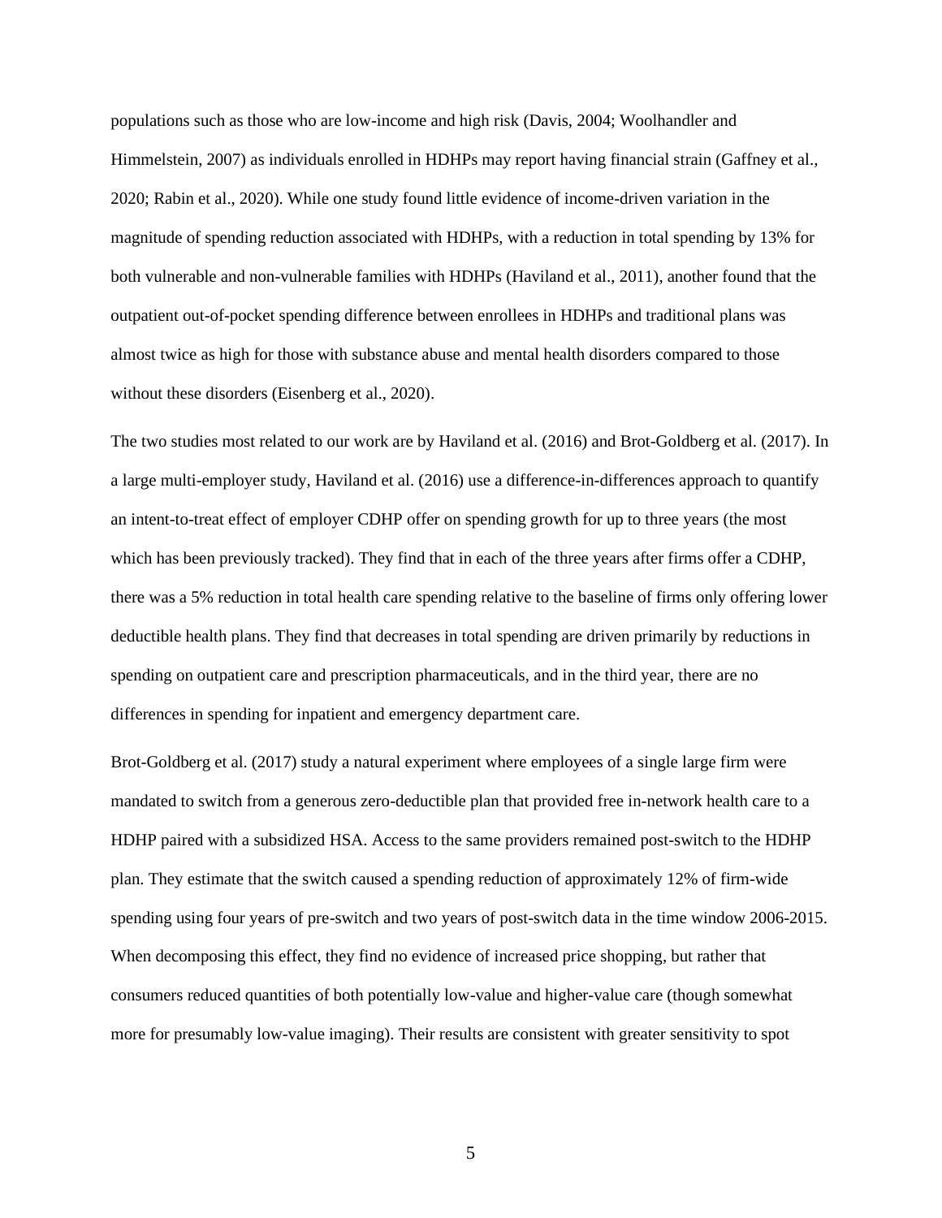populations such as those who are low-income and high risk (Davis, 2004; Woolhandler and Himmelstein, 2007) as individuals enrolled in HDHPs may report having financial strain (Gaffney et al., 2020; Rabin et al., 2020). While one study found little evidence of income-driven variation in the magnitude of spending reduction associated with HDHPs, with a reduction in total spending by 13% for both vulnerable and non-vulnerable families with HDHPs (Haviland et al., 2011), another found that the outpatient out-of-pocket spending difference between enrollees in HDHPs and traditional plans was almost twice as high for those with substance abuse and mental health disorders compared to those without these disorders (Eisenberg et al., 2020).

The two studies most related to our work are by Haviland et al. (2016) and Brot-Goldberg et al. (2017). In a large multi-employer study, Haviland et al. (2016) use a difference-in-differences approach to quantify an intent-to-treat effect of employer CDHP offer on spending growth for up to three years (the most which has been previously tracked). They find that in each of the three years after firms offer a CDHP, there was a 5% reduction in total health care spending relative to the baseline of firms only offering lower deductible health plans. They find that decreases in total spending are driven primarily by reductions in spending on outpatient care and prescription pharmaceuticals, and in the third year, there are no differences in spending for inpatient and emergency department care.

Brot-Goldberg et al. (2017) study a natural experiment where employees of a single large firm were mandated to switch from a generous zero-deductible plan that provided free in-network health care to a HDHP paired with a subsidized HSA. Access to the same providers remained post-switch to the HDHP plan. They estimate that the switch caused a spending reduction of approximately 12% of firm-wide spending using four years of pre-switch and two years of post-switch data in the time window 2006-2015. When decomposing this effect, they find no evidence of increased price shopping, but rather that consumers reduced quantities of both potentially low-value and higher-value care (though somewhat more for presumably low-value imaging). Their results are consistent with greater sensitivity to spot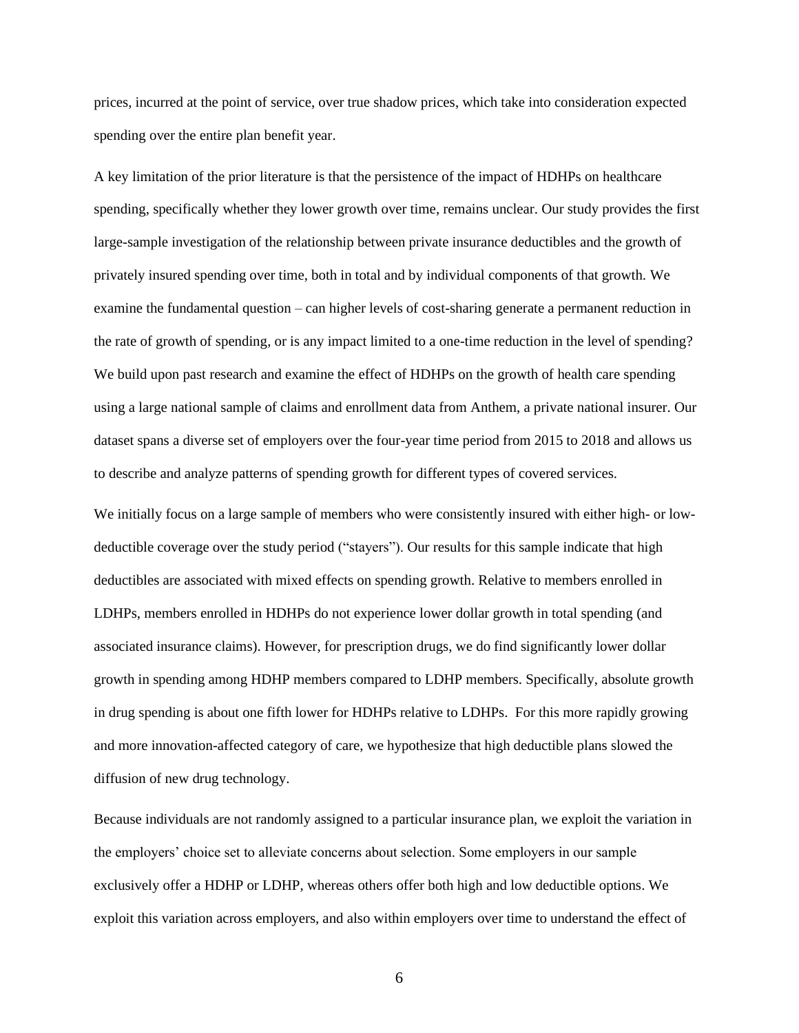prices, incurred at the point of service, over true shadow prices, which take into consideration expected spending over the entire plan benefit year.

A key limitation of the prior literature is that the persistence of the impact of HDHPs on healthcare spending, specifically whether they lower growth over time, remains unclear. Our study provides the first large-sample investigation of the relationship between private insurance deductibles and the growth of privately insured spending over time, both in total and by individual components of that growth. We examine the fundamental question – can higher levels of cost-sharing generate a permanent reduction in the rate of growth of spending, or is any impact limited to a one-time reduction in the level of spending? We build upon past research and examine the effect of HDHPs on the growth of health care spending using a large national sample of claims and enrollment data from Anthem, a private national insurer. Our dataset spans a diverse set of employers over the four-year time period from 2015 to 2018 and allows us to describe and analyze patterns of spending growth for different types of covered services.

We initially focus on a large sample of members who were consistently insured with either high- or low-deductible coverage over the study period ("stayers"). Our results for this sample indicate that high deductibles are associated with mixed effects on spending growth. Relative to members enrolled in LDHPs, members enrolled in HDHPs do not experience lower dollar growth in total spending (and associated insurance claims). However, for prescription drugs, we do find significantly lower dollar growth in spending among HDHP members compared to LDHP members. Specifically, absolute growth in drug spending is about one fifth lower for HDHPs relative to LDHPs. For this more rapidly growing and more innovation-affected category of care, we hypothesize that high deductible plans slowed the diffusion of new drug technology.

Because individuals are not randomly assigned to a particular insurance plan, we exploit the variation in the employers' choice set to alleviate concerns about selection. Some employers in our sample exclusively offer a HDHP or LDHP, whereas others offer both high and low deductible options. We exploit this variation across employers, and also within employers over time to understand the effect of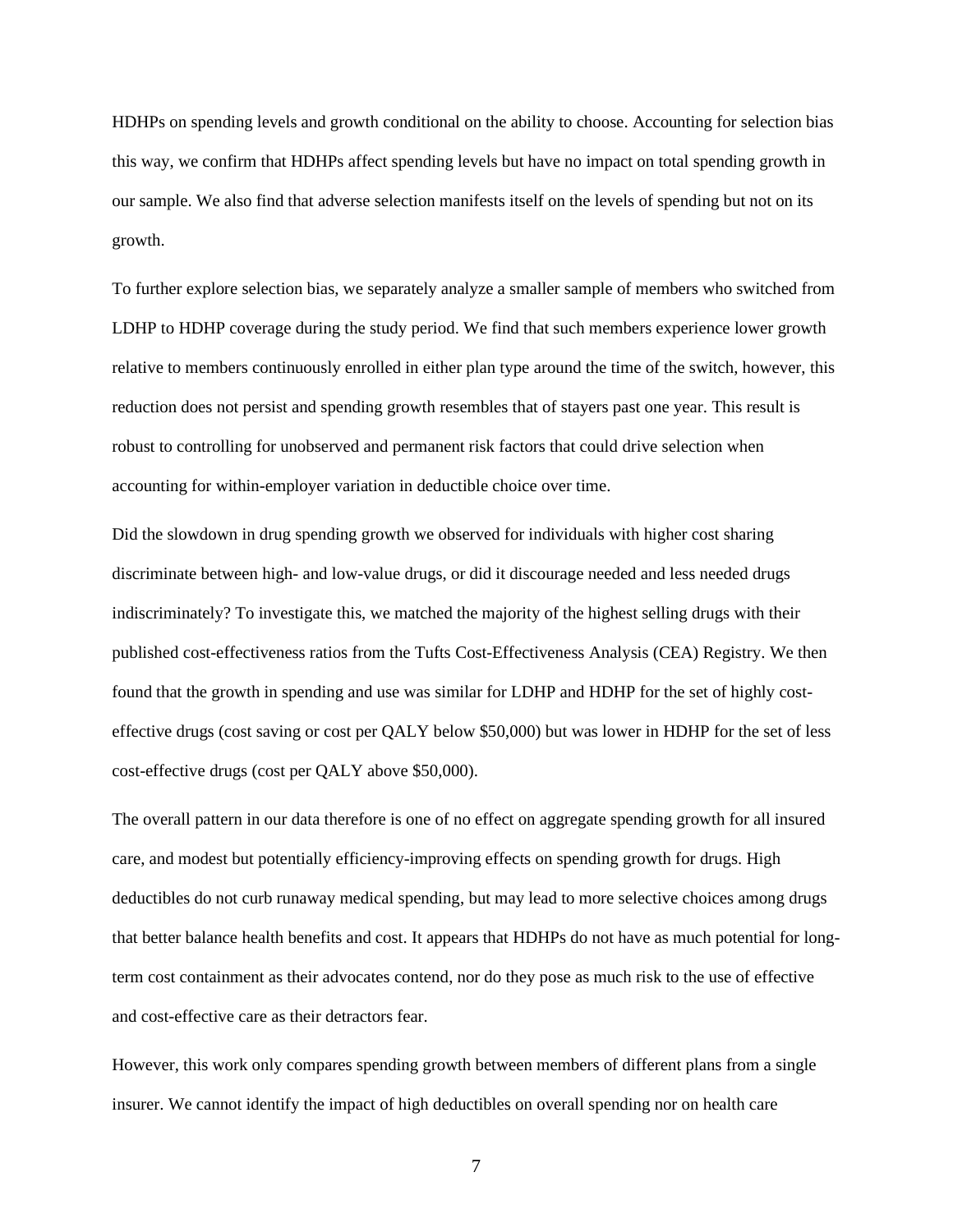HDHPs on spending levels and growth conditional on the ability to choose. Accounting for selection bias this way, we confirm that HDHPs affect spending levels but have no impact on total spending growth in our sample. We also find that adverse selection manifests itself on the levels of spending but not on its growth.

To further explore selection bias, we separately analyze a smaller sample of members who switched from LDHP to HDHP coverage during the study period. We find that such members experience lower growth relative to members continuously enrolled in either plan type around the time of the switch, however, this reduction does not persist and spending growth resembles that of stayers past one year. This result is robust to controlling for unobserved and permanent risk factors that could drive selection when accounting for within-employer variation in deductible choice over time.

Did the slowdown in drug spending growth we observed for individuals with higher cost sharing discriminate between high- and low-value drugs, or did it discourage needed and less needed drugs indiscriminately? To investigate this, we matched the majority of the highest selling drugs with their published cost-effectiveness ratios from the Tufts Cost-Effectiveness Analysis (CEA) Registry. We then found that the growth in spending and use was similar for LDHP and HDHP for the set of highly cost-effective drugs (cost saving or cost per QALY below $50,000) but was lower in HDHP for the set of less cost-effective drugs (cost per QALY above $50,000).

The overall pattern in our data therefore is one of no effect on aggregate spending growth for all insured care, and modest but potentially efficiency-improving effects on spending growth for drugs. High deductibles do not curb runaway medical spending, but may lead to more selective choices among drugs that better balance health benefits and cost. It appears that HDHPs do not have as much potential for long-term cost containment as their advocates contend, nor do they pose as much risk to the use of effective and cost-effective care as their detractors fear.

However, this work only compares spending growth between members of different plans from a single insurer. We cannot identify the impact of high deductibles on overall spending nor on health care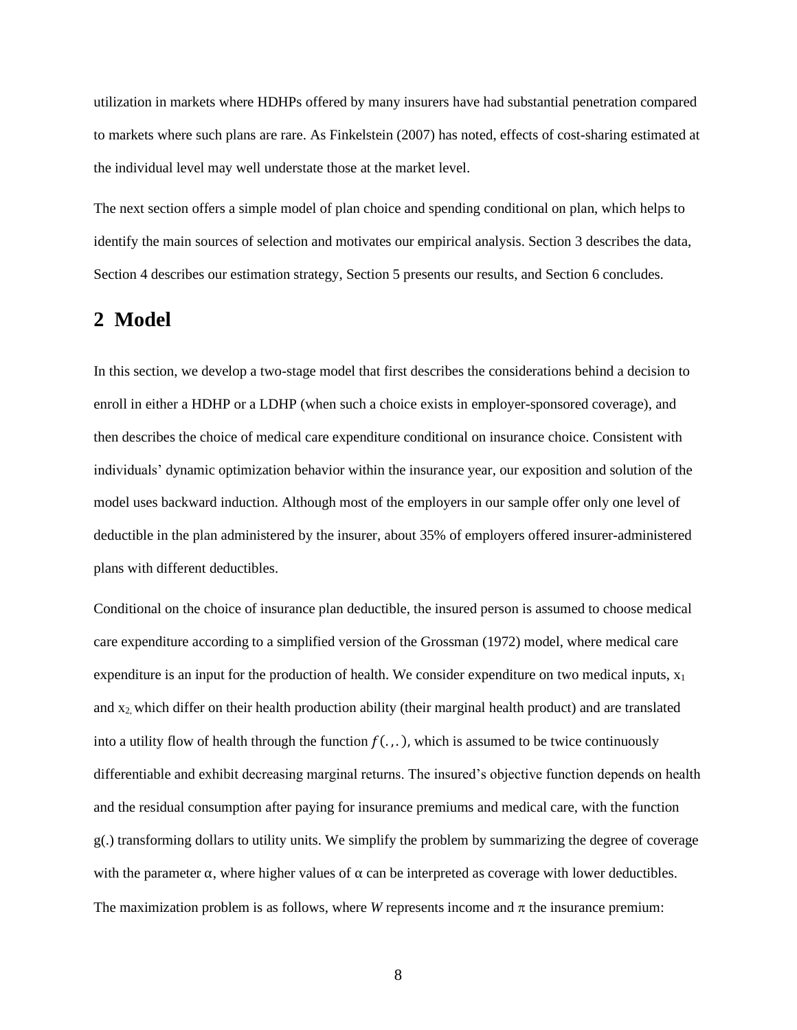utilization in markets where HDHPs offered by many insurers have had substantial penetration compared to markets where such plans are rare. As Finkelstein (2007) has noted, effects of cost-sharing estimated at the individual level may well understate those at the market level.

The next section offers a simple model of plan choice and spending conditional on plan, which helps to identify the main sources of selection and motivates our empirical analysis. Section 3 describes the data, Section 4 describes our estimation strategy, Section 5 presents our results, and Section 6 concludes.

## 2 Model

In this section, we develop a two-stage model that first describes the considerations behind a decision to enroll in either a HDHP or a LDHP (when such a choice exists in employer-sponsored coverage), and then describes the choice of medical care expenditure conditional on insurance choice. Consistent with individuals' dynamic optimization behavior within the insurance year, our exposition and solution of the model uses backward induction. Although most of the employers in our sample offer only one level of deductible in the plan administered by the insurer, about 35% of employers offered insurer-administered plans with different deductibles.

Conditional on the choice of insurance plan deductible, the insured person is assumed to choose medical care expenditure according to a simplified version of the Grossman (1972) model, where medical care expenditure is an input for the production of health. We consider expenditure on two medical inputs, $x_1$ and $x_2$, which differ on their health production ability (their marginal health product) and are translated into a utility flow of health through the function $f(.,.)$, which is assumed to be twice continuously differentiable and exhibit decreasing marginal returns. The insured's objective function depends on health and the residual consumption after paying for insurance premiums and medical care, with the function g(.) transforming dollars to utility units. We simplify the problem by summarizing the degree of coverage with the parameter $\alpha$, where higher values of $\alpha$ can be interpreted as coverage with lower deductibles. The maximization problem is as follows, where *W* represents income and $\pi$ the insurance premium: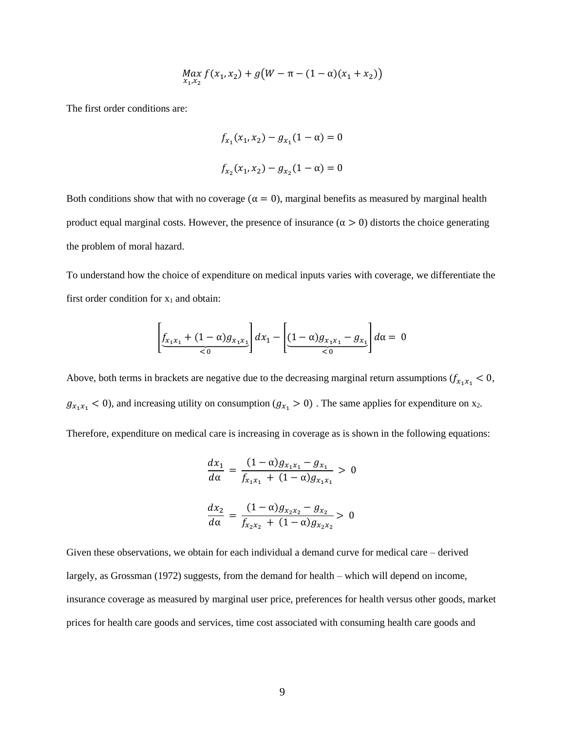$$\underset{x_1,x_2}{Max}\, f(x_1, x_2) + g\big(W - \pi - (1-\alpha)(x_1 + x_2)\big)$$

The first order conditions are:

$$f_{x_1}(x_1, x_2) - g_{x_1}(1-\alpha) = 0$$

$$f_{x_2}(x_1, x_2) - g_{x_2}(1-\alpha) = 0$$

Both conditions show that with no coverage ($\alpha = 0$), marginal benefits as measured by marginal health product equal marginal costs. However, the presence of insurance ($\alpha > 0$) distorts the choice generating the problem of moral hazard.

To understand how the choice of expenditure on medical inputs varies with coverage, we differentiate the first order condition for $x_1$ and obtain:

$$\Bigg[\underbrace{f_{x_1x_1} + (1-\alpha)g_{x_1x_1}}_{<0}\Bigg]dx_1 - \Bigg[\underbrace{(1-\alpha)g_{x_1x_1} - g_{x_1}}_{<0}\Bigg]d\alpha = 0$$

Above, both terms in brackets are negative due to the decreasing marginal return assumptions ($f_{x_1x_1} < 0$, $g_{x_1x_1} < 0$), and increasing utility on consumption ($g_{x_1} > 0$) . The same applies for expenditure on $x_2$.

Therefore, expenditure on medical care is increasing in coverage as is shown in the following equations:

$$\frac{dx_1}{d\alpha} = \frac{(1-\alpha)g_{x_1x_1} - g_{x_1}}{f_{x_1x_1} + (1-\alpha)g_{x_1x_1}} > 0$$

$$\frac{dx_2}{d\alpha} = \frac{(1-\alpha)g_{x_2x_2} - g_{x_2}}{f_{x_2x_2} + (1-\alpha)g_{x_2x_2}} > 0$$

Given these observations, we obtain for each individual a demand curve for medical care – derived largely, as Grossman (1972) suggests, from the demand for health – which will depend on income, insurance coverage as measured by marginal user price, preferences for health versus other goods, market prices for health care goods and services, time cost associated with consuming health care goods and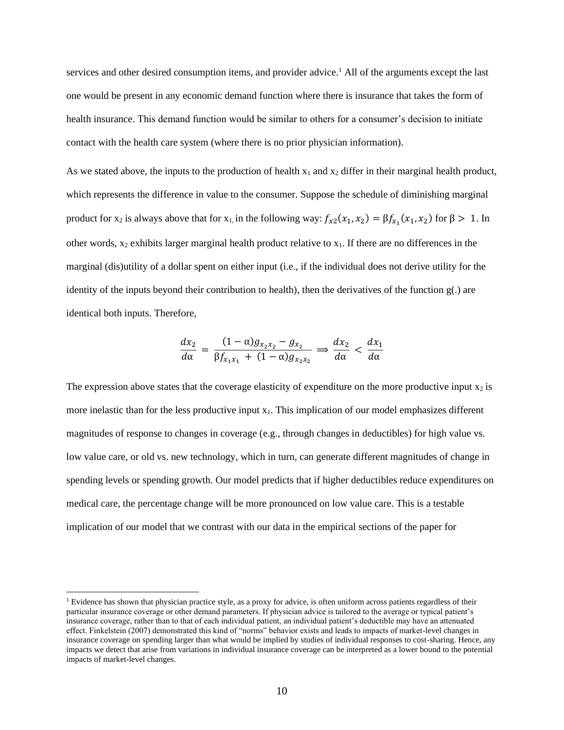services and other desired consumption items, and provider advice.[1] All of the arguments except the last one would be present in any economic demand function where there is insurance that takes the form of health insurance. This demand function would be similar to others for a consumer's decision to initiate contact with the health care system (where there is no prior physician information).

As we stated above, the inputs to the production of health $x_1$ and $x_2$ differ in their marginal health product, which represents the difference in value to the consumer. Suppose the schedule of diminishing marginal product for $x_2$ is always above that for $x_1$, in the following way: $f_{x2}(x_1, x_2) = \beta f_{x_1}(x_1, x_2)$ for $\beta > 1$. In other words, $x_2$ exhibits larger marginal health product relative to $x_1$. If there are no differences in the marginal (dis)utility of a dollar spent on either input (i.e., if the individual does not derive utility for the identity of the inputs beyond their contribution to health), then the derivatives of the function g(.) are identical both inputs. Therefore,

$$\frac{dx_2}{d\alpha} = \frac{(1-\alpha)g_{x_2x_2} - g_{x_2}}{\beta f_{x_1x_1} + (1-\alpha)g_{x_2x_2}} \Longrightarrow \frac{dx_2}{d\alpha} < \frac{dx_1}{d\alpha}$$

The expression above states that the coverage elasticity of expenditure on the more productive input $x_2$ is more inelastic than for the less productive input $x_1$. This implication of our model emphasizes different magnitudes of response to changes in coverage (e.g., through changes in deductibles) for high value vs. low value care, or old vs. new technology, which in turn, can generate different magnitudes of change in spending levels or spending growth. Our model predicts that if higher deductibles reduce expenditures on medical care, the percentage change will be more pronounced on low value care. This is a testable implication of our model that we contrast with our data in the empirical sections of the paper for

[1] Evidence has shown that physician practice style, as a proxy for advice, is often uniform across patients regardless of their particular insurance coverage or other demand parameters. If physician advice is tailored to the average or typical patient's insurance coverage, rather than to that of each individual patient, an individual patient's deductible may have an attenuated effect. Finkelstein (2007) demonstrated this kind of "norms" behavior exists and leads to impacts of market-level changes in insurance coverage on spending larger than what would be implied by studies of individual responses to cost-sharing. Hence, any impacts we detect that arise from variations in individual insurance coverage can be interpreted as a lower bound to the potential impacts of market-level changes.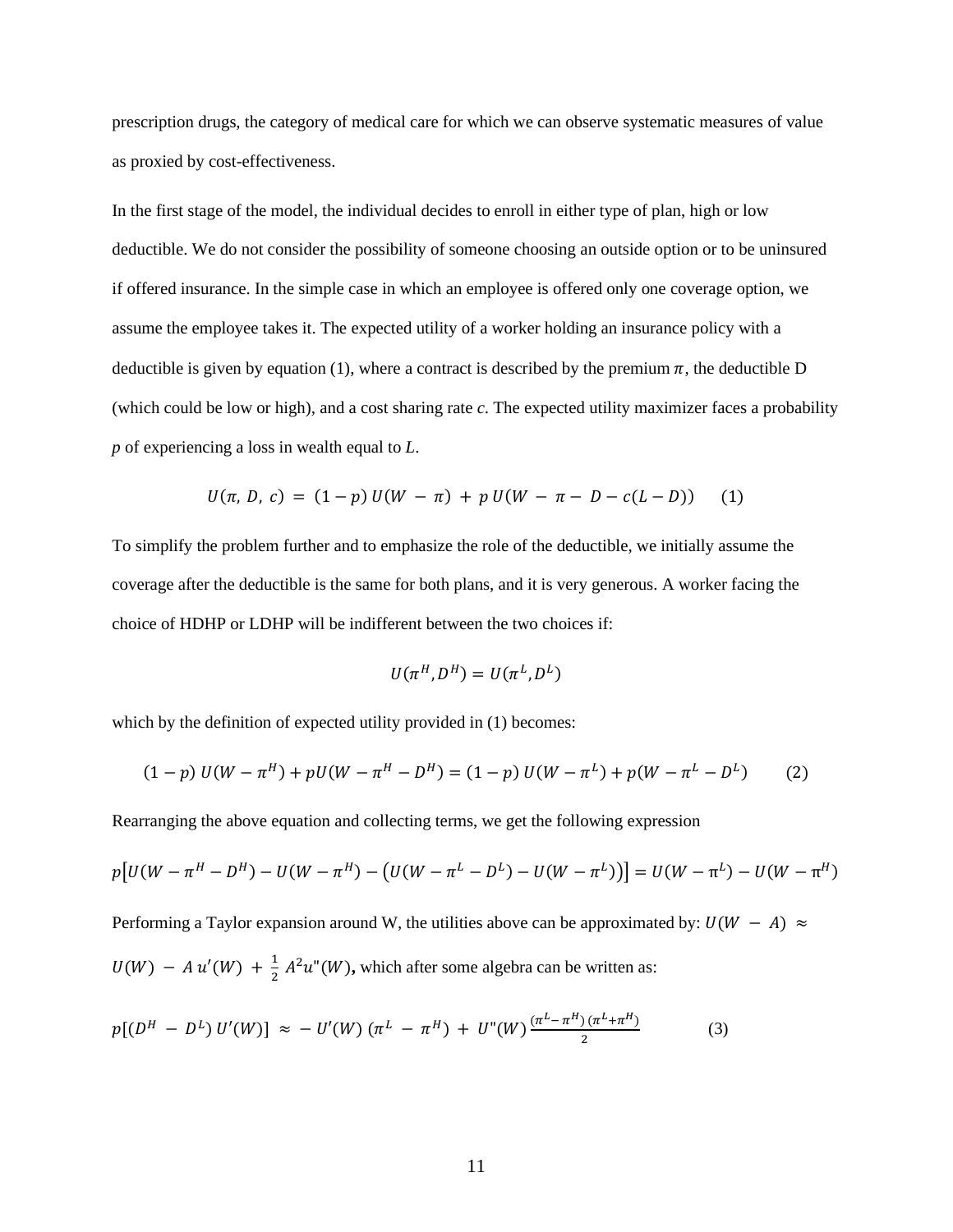prescription drugs, the category of medical care for which we can observe systematic measures of value as proxied by cost-effectiveness.

In the first stage of the model, the individual decides to enroll in either type of plan, high or low deductible. We do not consider the possibility of someone choosing an outside option or to be uninsured if offered insurance. In the simple case in which an employee is offered only one coverage option, we assume the employee takes it. The expected utility of a worker holding an insurance policy with a deductible is given by equation (1), where a contract is described by the premium $\pi$, the deductible D (which could be low or high), and a cost sharing rate $c$. The expected utility maximizer faces a probability $p$ of experiencing a loss in wealth equal to $L$.

$$U(\pi, D, c) = (1-p)\, U(W - \pi) + p\, U(W - \pi - D - c(L-D)) \qquad (1)$$

To simplify the problem further and to emphasize the role of the deductible, we initially assume the coverage after the deductible is the same for both plans, and it is very generous. A worker facing the choice of HDHP or LDHP will be indifferent between the two choices if:

$$U(\pi^H, D^H) = U(\pi^L, D^L)$$

which by the definition of expected utility provided in (1) becomes:

$$(1-p)\, U(W - \pi^H) + pU(W - \pi^H - D^H) = (1-p)\, U(W - \pi^L) + p(W - \pi^L - D^L) \qquad (2)$$

Rearranging the above equation and collecting terms, we get the following expression

$$p\left[U(W - \pi^H - D^H) - U(W - \pi^H) - \left(U(W - \pi^L - D^L) - U(W - \pi^L)\right)\right] = U(W - \pi^L) - U(W - \pi^H)$$

Performing a Taylor expansion around W, the utilities above can be approximated by: $U(W - A) \approx U(W) - A\, u'(W) + \frac{1}{2} A^2 u''(W)$**,** which after some algebra can be written as:

$$p[(D^H - D^L)\, U'(W)] \approx -U'(W)\, (\pi^L - \pi^H) + U''(W)\, \frac{(\pi^L - \pi^H)\, (\pi^L + \pi^H)}{2} \qquad (3)$$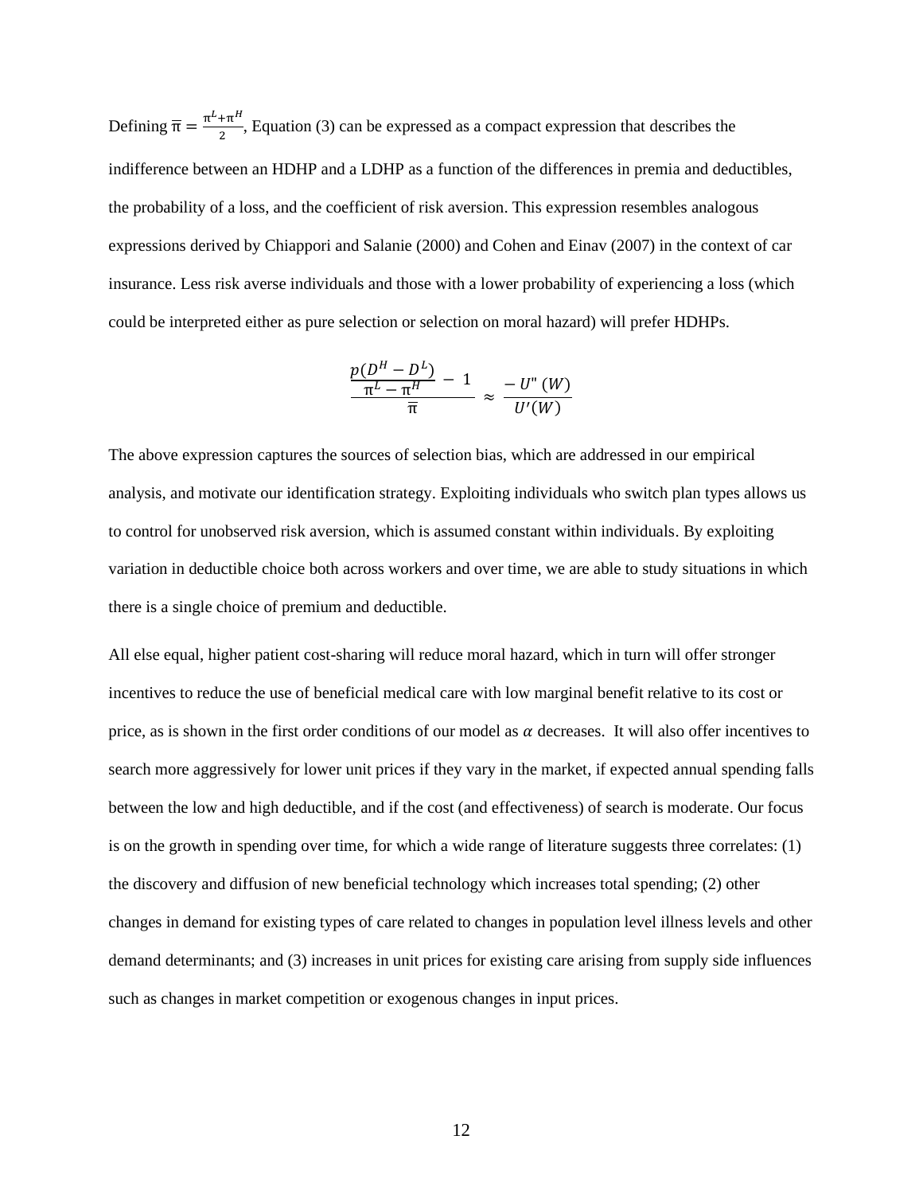Defining $\bar{\pi} = \frac{\pi^L + \pi^H}{2}$, Equation (3) can be expressed as a compact expression that describes the indifference between an HDHP and a LDHP as a function of the differences in premia and deductibles, the probability of a loss, and the coefficient of risk aversion. This expression resembles analogous expressions derived by Chiappori and Salanie (2000) and Cohen and Einav (2007) in the context of car insurance. Less risk averse individuals and those with a lower probability of experiencing a loss (which could be interpreted either as pure selection or selection on moral hazard) will prefer HDHPs.

$$\frac{\frac{p(D^H - D^L)}{\pi^L - \pi^H} - 1}{\bar{\pi}} \approx \frac{-U''(W)}{U'(W)}$$

The above expression captures the sources of selection bias, which are addressed in our empirical analysis, and motivate our identification strategy. Exploiting individuals who switch plan types allows us to control for unobserved risk aversion, which is assumed constant within individuals. By exploiting variation in deductible choice both across workers and over time, we are able to study situations in which there is a single choice of premium and deductible.

All else equal, higher patient cost-sharing will reduce moral hazard, which in turn will offer stronger incentives to reduce the use of beneficial medical care with low marginal benefit relative to its cost or price, as is shown in the first order conditions of our model as $\alpha$ decreases. It will also offer incentives to search more aggressively for lower unit prices if they vary in the market, if expected annual spending falls between the low and high deductible, and if the cost (and effectiveness) of search is moderate. Our focus is on the growth in spending over time, for which a wide range of literature suggests three correlates: (1) the discovery and diffusion of new beneficial technology which increases total spending; (2) other changes in demand for existing types of care related to changes in population level illness levels and other demand determinants; and (3) increases in unit prices for existing care arising from supply side influences such as changes in market competition or exogenous changes in input prices.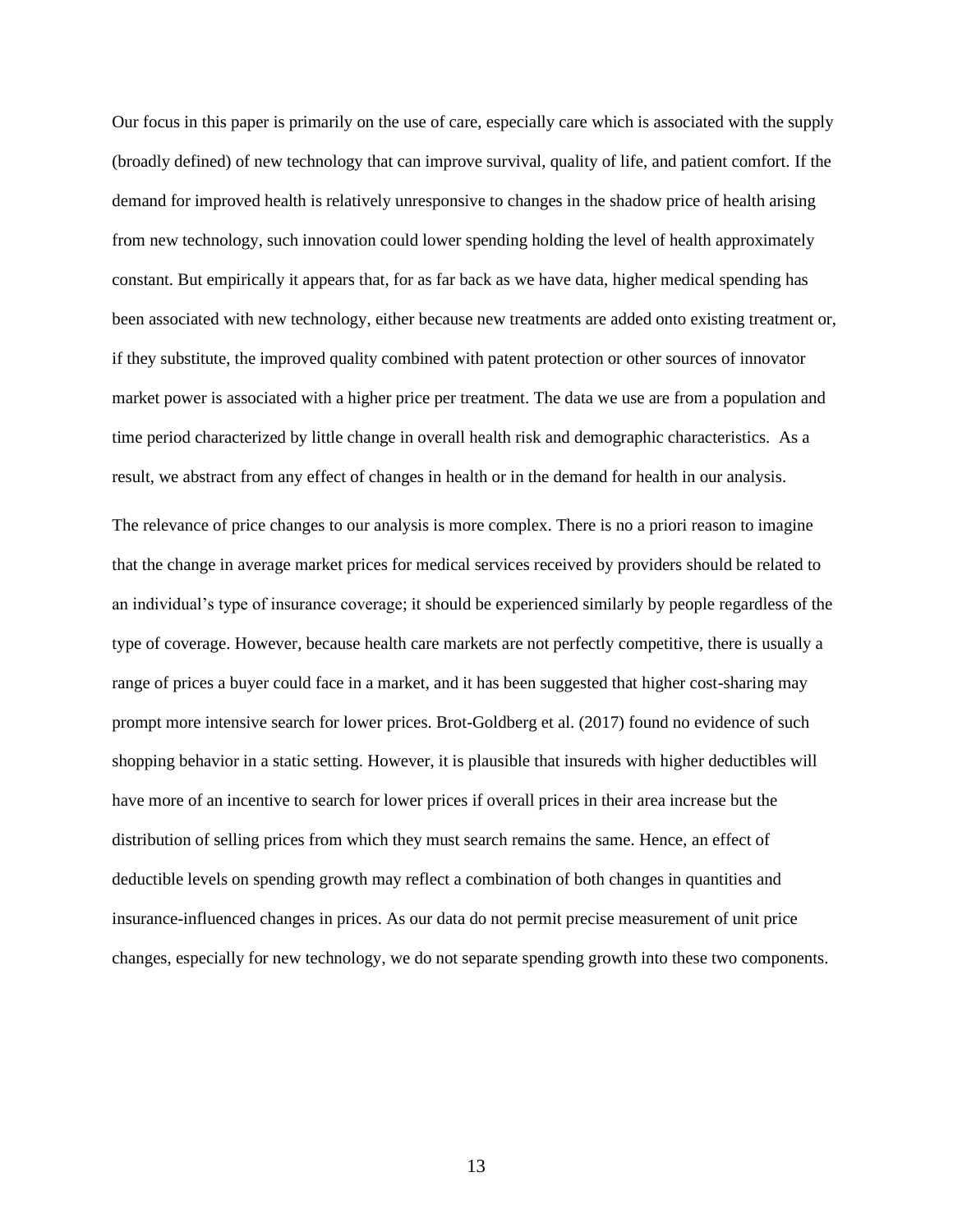Our focus in this paper is primarily on the use of care, especially care which is associated with the supply (broadly defined) of new technology that can improve survival, quality of life, and patient comfort. If the demand for improved health is relatively unresponsive to changes in the shadow price of health arising from new technology, such innovation could lower spending holding the level of health approximately constant. But empirically it appears that, for as far back as we have data, higher medical spending has been associated with new technology, either because new treatments are added onto existing treatment or, if they substitute, the improved quality combined with patent protection or other sources of innovator market power is associated with a higher price per treatment. The data we use are from a population and time period characterized by little change in overall health risk and demographic characteristics. As a result, we abstract from any effect of changes in health or in the demand for health in our analysis.

The relevance of price changes to our analysis is more complex. There is no a priori reason to imagine that the change in average market prices for medical services received by providers should be related to an individual's type of insurance coverage; it should be experienced similarly by people regardless of the type of coverage. However, because health care markets are not perfectly competitive, there is usually a range of prices a buyer could face in a market, and it has been suggested that higher cost-sharing may prompt more intensive search for lower prices. Brot-Goldberg et al. (2017) found no evidence of such shopping behavior in a static setting. However, it is plausible that insureds with higher deductibles will have more of an incentive to search for lower prices if overall prices in their area increase but the distribution of selling prices from which they must search remains the same. Hence, an effect of deductible levels on spending growth may reflect a combination of both changes in quantities and insurance-influenced changes in prices. As our data do not permit precise measurement of unit price changes, especially for new technology, we do not separate spending growth into these two components.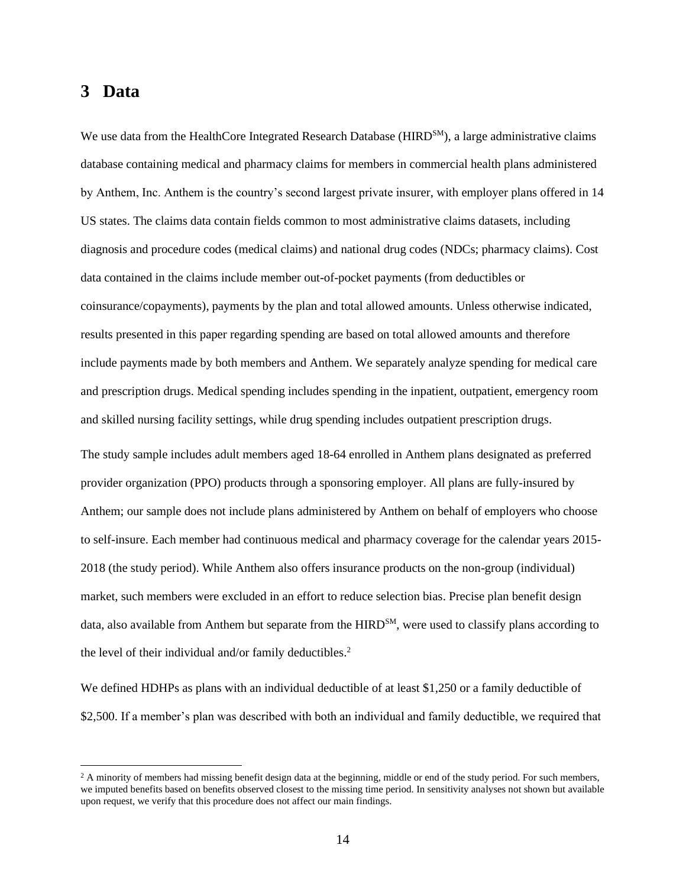# 3 Data

We use data from the HealthCore Integrated Research Database (HIRD$^{SM}$), a large administrative claims database containing medical and pharmacy claims for members in commercial health plans administered by Anthem, Inc. Anthem is the country's second largest private insurer, with employer plans offered in 14 US states. The claims data contain fields common to most administrative claims datasets, including diagnosis and procedure codes (medical claims) and national drug codes (NDCs; pharmacy claims). Cost data contained in the claims include member out-of-pocket payments (from deductibles or coinsurance/copayments), payments by the plan and total allowed amounts. Unless otherwise indicated, results presented in this paper regarding spending are based on total allowed amounts and therefore include payments made by both members and Anthem. We separately analyze spending for medical care and prescription drugs. Medical spending includes spending in the inpatient, outpatient, emergency room and skilled nursing facility settings, while drug spending includes outpatient prescription drugs.

The study sample includes adult members aged 18-64 enrolled in Anthem plans designated as preferred provider organization (PPO) products through a sponsoring employer. All plans are fully-insured by Anthem; our sample does not include plans administered by Anthem on behalf of employers who choose to self-insure. Each member had continuous medical and pharmacy coverage for the calendar years 2015-2018 (the study period). While Anthem also offers insurance products on the non-group (individual) market, such members were excluded in an effort to reduce selection bias. Precise plan benefit design data, also available from Anthem but separate from the HIRD$^{SM}$, were used to classify plans according to the level of their individual and/or family deductibles.[2]

We defined HDHPs as plans with an individual deductible of at least $1,250 or a family deductible of $2,500. If a member's plan was described with both an individual and family deductible, we required that

[2] A minority of members had missing benefit design data at the beginning, middle or end of the study period. For such members, we imputed benefits based on benefits observed closest to the missing time period. In sensitivity analyses not shown but available upon request, we verify that this procedure does not affect our main findings.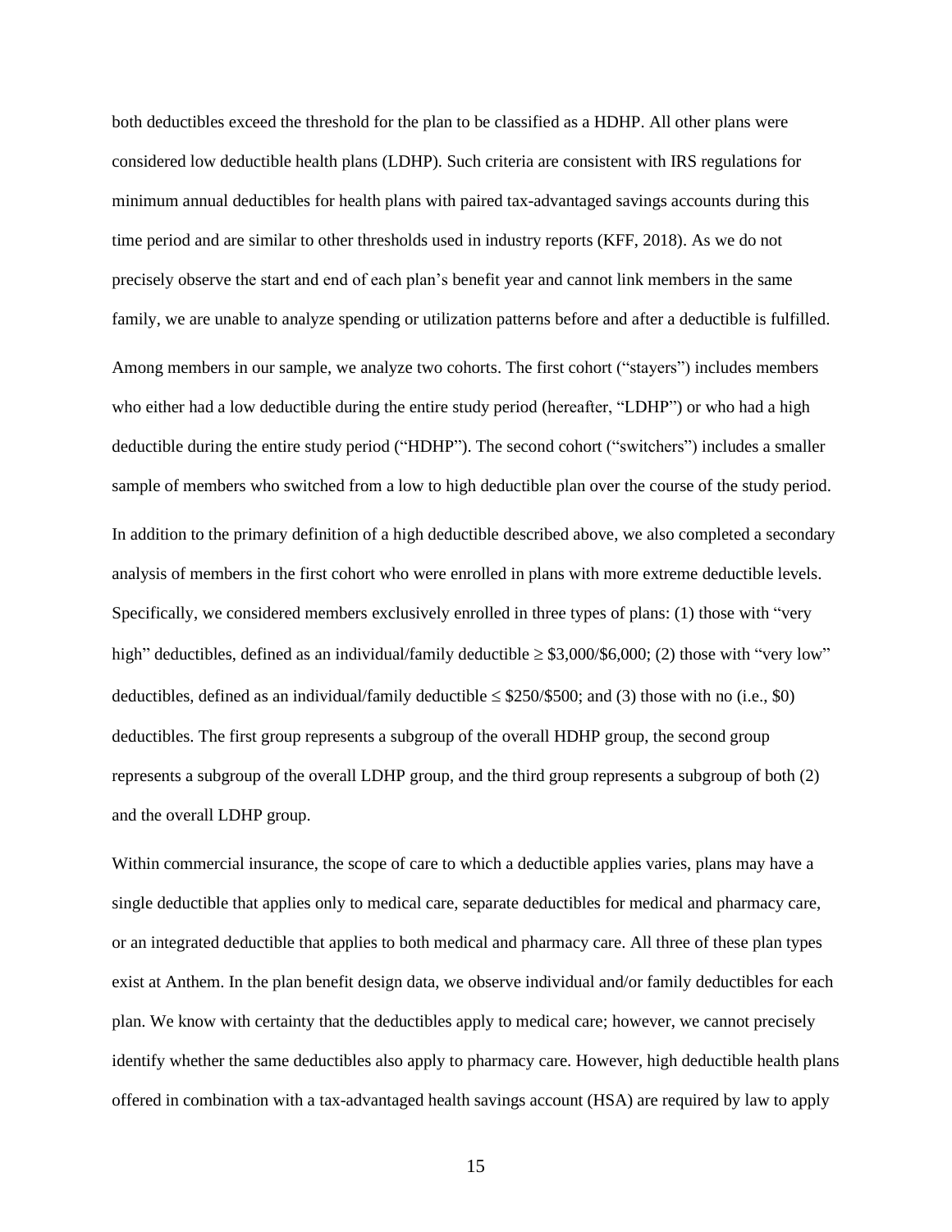both deductibles exceed the threshold for the plan to be classified as a HDHP. All other plans were considered low deductible health plans (LDHP). Such criteria are consistent with IRS regulations for minimum annual deductibles for health plans with paired tax-advantaged savings accounts during this time period and are similar to other thresholds used in industry reports (KFF, 2018). As we do not precisely observe the start and end of each plan's benefit year and cannot link members in the same family, we are unable to analyze spending or utilization patterns before and after a deductible is fulfilled.

Among members in our sample, we analyze two cohorts. The first cohort ("stayers") includes members who either had a low deductible during the entire study period (hereafter, "LDHP") or who had a high deductible during the entire study period ("HDHP"). The second cohort ("switchers") includes a smaller sample of members who switched from a low to high deductible plan over the course of the study period.

In addition to the primary definition of a high deductible described above, we also completed a secondary analysis of members in the first cohort who were enrolled in plans with more extreme deductible levels. Specifically, we considered members exclusively enrolled in three types of plans: (1) those with "very high" deductibles, defined as an individual/family deductible ≥ \$3,000/\$6,000; (2) those with "very low" deductibles, defined as an individual/family deductible ≤ \$250/\$500; and (3) those with no (i.e., \$0) deductibles. The first group represents a subgroup of the overall HDHP group, the second group represents a subgroup of the overall LDHP group, and the third group represents a subgroup of both (2) and the overall LDHP group.

Within commercial insurance, the scope of care to which a deductible applies varies, plans may have a single deductible that applies only to medical care, separate deductibles for medical and pharmacy care, or an integrated deductible that applies to both medical and pharmacy care. All three of these plan types exist at Anthem. In the plan benefit design data, we observe individual and/or family deductibles for each plan. We know with certainty that the deductibles apply to medical care; however, we cannot precisely identify whether the same deductibles also apply to pharmacy care. However, high deductible health plans offered in combination with a tax-advantaged health savings account (HSA) are required by law to apply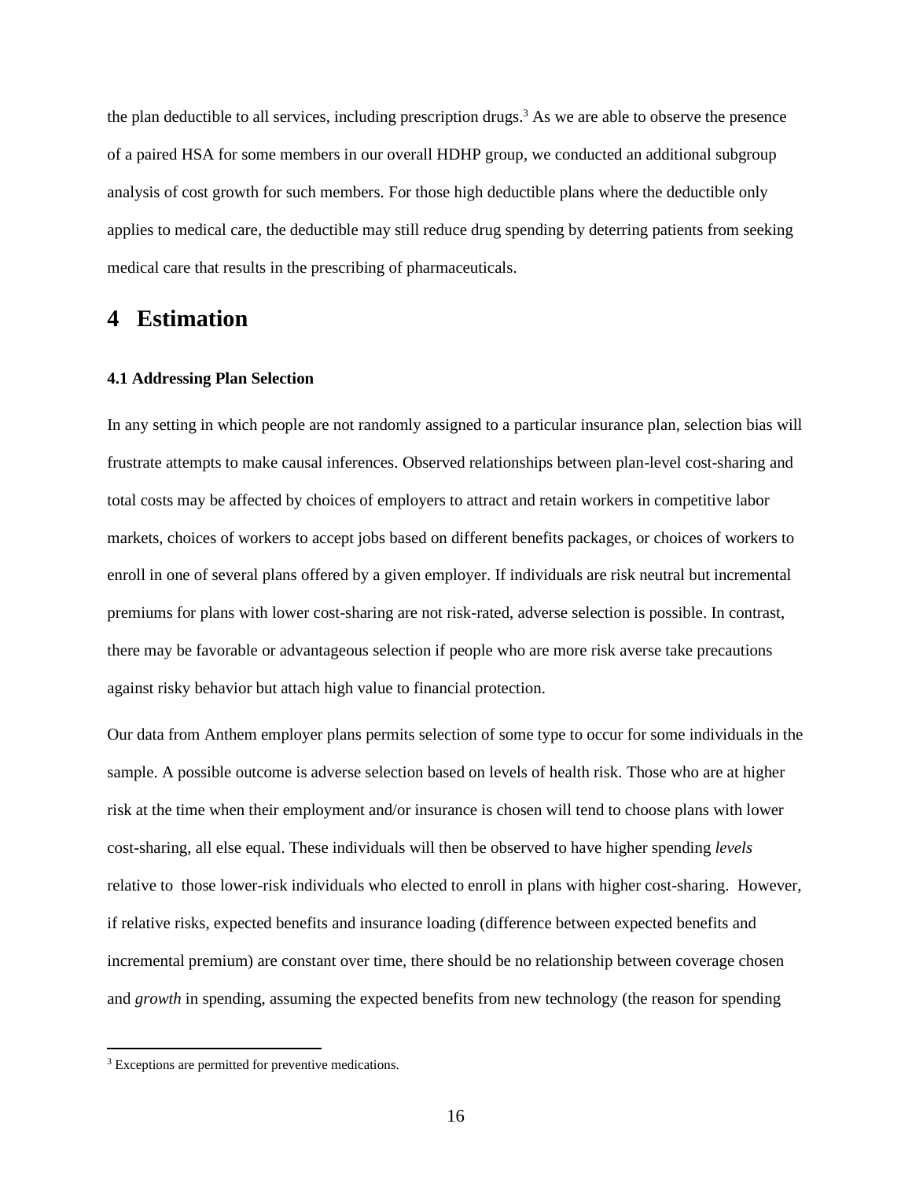the plan deductible to all services, including prescription drugs.[3] As we are able to observe the presence of a paired HSA for some members in our overall HDHP group, we conducted an additional subgroup analysis of cost growth for such members. For those high deductible plans where the deductible only applies to medical care, the deductible may still reduce drug spending by deterring patients from seeking medical care that results in the prescribing of pharmaceuticals.

# 4 Estimation

### 4.1 Addressing Plan Selection

In any setting in which people are not randomly assigned to a particular insurance plan, selection bias will frustrate attempts to make causal inferences. Observed relationships between plan-level cost-sharing and total costs may be affected by choices of employers to attract and retain workers in competitive labor markets, choices of workers to accept jobs based on different benefits packages, or choices of workers to enroll in one of several plans offered by a given employer. If individuals are risk neutral but incremental premiums for plans with lower cost-sharing are not risk-rated, adverse selection is possible. In contrast, there may be favorable or advantageous selection if people who are more risk averse take precautions against risky behavior but attach high value to financial protection.

Our data from Anthem employer plans permits selection of some type to occur for some individuals in the sample. A possible outcome is adverse selection based on levels of health risk. Those who are at higher risk at the time when their employment and/or insurance is chosen will tend to choose plans with lower cost-sharing, all else equal. These individuals will then be observed to have higher spending *levels* relative to those lower-risk individuals who elected to enroll in plans with higher cost-sharing. However, if relative risks, expected benefits and insurance loading (difference between expected benefits and incremental premium) are constant over time, there should be no relationship between coverage chosen and *growth* in spending, assuming the expected benefits from new technology (the reason for spending

[3] Exceptions are permitted for preventive medications.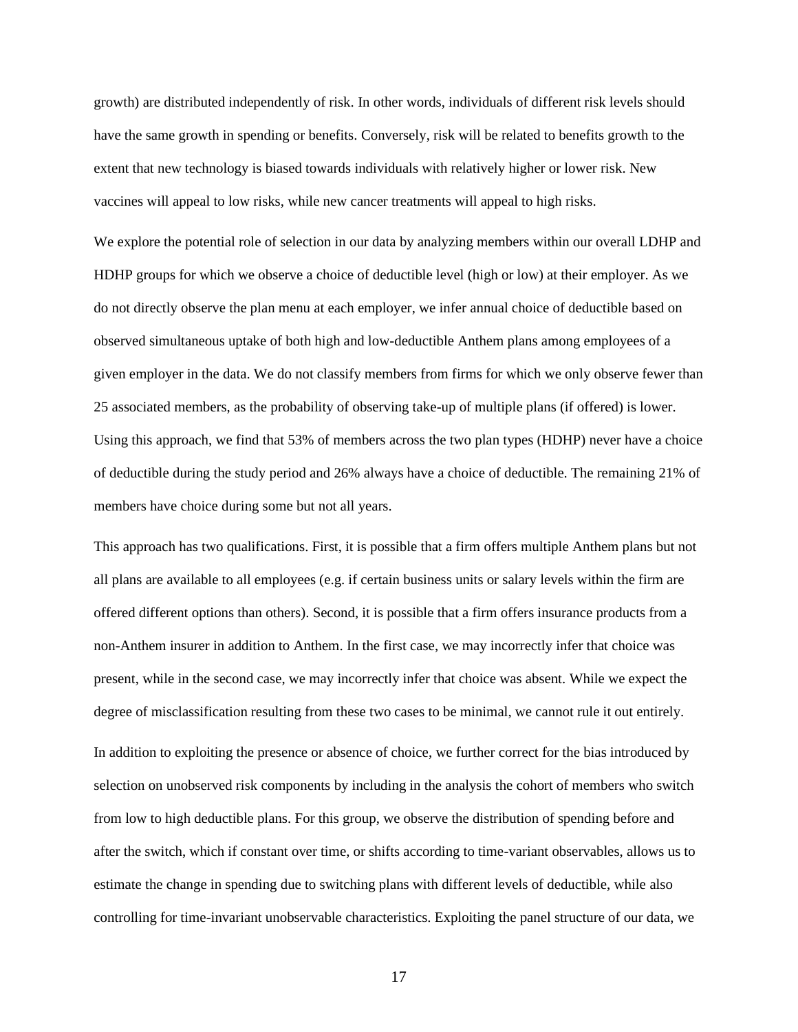growth) are distributed independently of risk. In other words, individuals of different risk levels should have the same growth in spending or benefits. Conversely, risk will be related to benefits growth to the extent that new technology is biased towards individuals with relatively higher or lower risk. New vaccines will appeal to low risks, while new cancer treatments will appeal to high risks.

We explore the potential role of selection in our data by analyzing members within our overall LDHP and HDHP groups for which we observe a choice of deductible level (high or low) at their employer. As we do not directly observe the plan menu at each employer, we infer annual choice of deductible based on observed simultaneous uptake of both high and low-deductible Anthem plans among employees of a given employer in the data. We do not classify members from firms for which we only observe fewer than 25 associated members, as the probability of observing take-up of multiple plans (if offered) is lower. Using this approach, we find that 53% of members across the two plan types (HDHP) never have a choice of deductible during the study period and 26% always have a choice of deductible. The remaining 21% of members have choice during some but not all years.

This approach has two qualifications. First, it is possible that a firm offers multiple Anthem plans but not all plans are available to all employees (e.g. if certain business units or salary levels within the firm are offered different options than others). Second, it is possible that a firm offers insurance products from a non-Anthem insurer in addition to Anthem. In the first case, we may incorrectly infer that choice was present, while in the second case, we may incorrectly infer that choice was absent. While we expect the degree of misclassification resulting from these two cases to be minimal, we cannot rule it out entirely.

In addition to exploiting the presence or absence of choice, we further correct for the bias introduced by selection on unobserved risk components by including in the analysis the cohort of members who switch from low to high deductible plans. For this group, we observe the distribution of spending before and after the switch, which if constant over time, or shifts according to time-variant observables, allows us to estimate the change in spending due to switching plans with different levels of deductible, while also controlling for time-invariant unobservable characteristics. Exploiting the panel structure of our data, we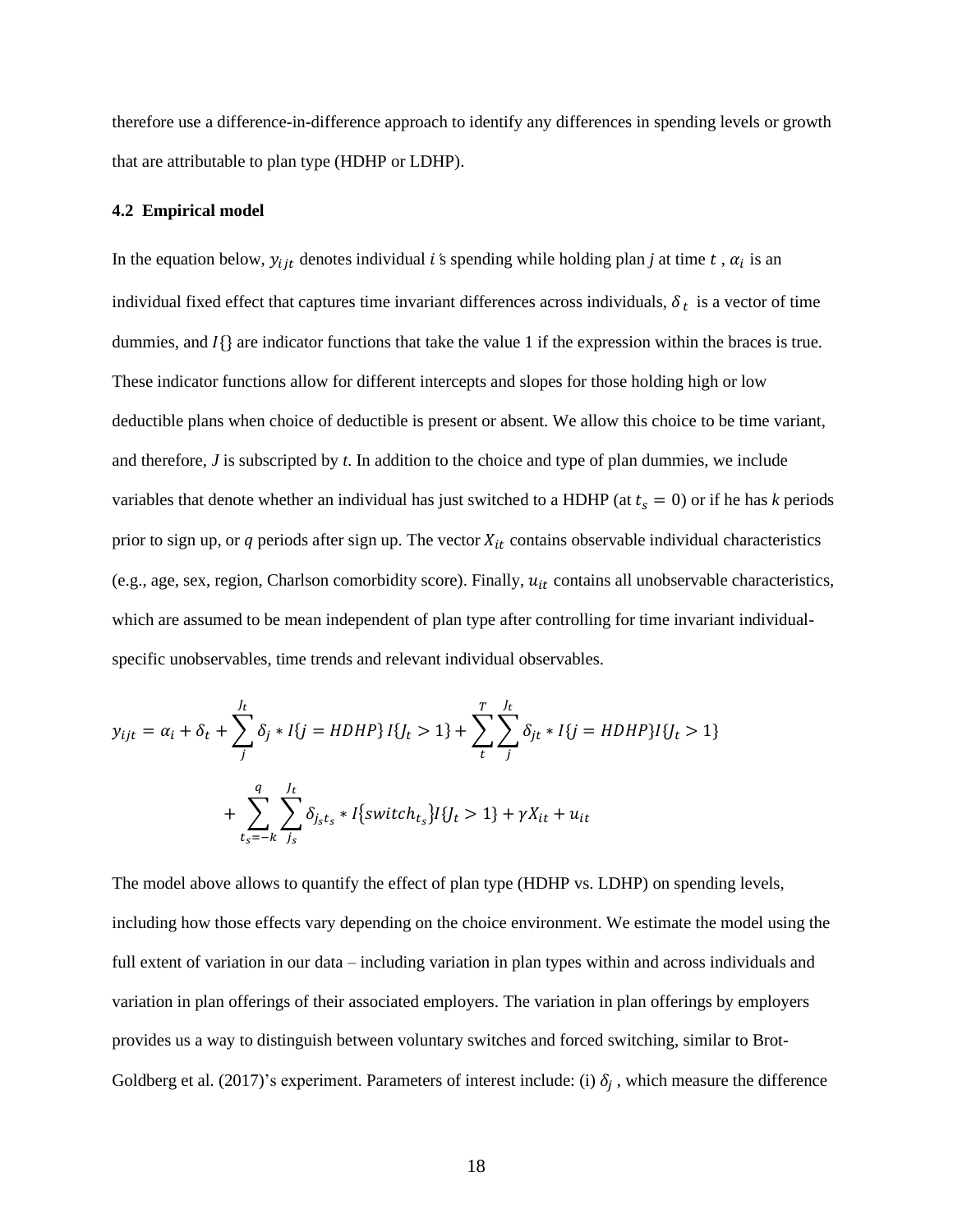therefore use a difference-in-difference approach to identify any differences in spending levels or growth that are attributable to plan type (HDHP or LDHP).

**4.2 Empirical model**

In the equation below, $y_{ijt}$ denotes individual $i$'s spending while holding plan *j* at time $t$ , $\alpha_i$ is an individual fixed effect that captures time invariant differences across individuals, $\delta_t$ is a vector of time dummies, and $I\{\}$ are indicator functions that take the value 1 if the expression within the braces is true. These indicator functions allow for different intercepts and slopes for those holding high or low deductible plans when choice of deductible is present or absent. We allow this choice to be time variant, and therefore, *J* is subscripted by *t*. In addition to the choice and type of plan dummies, we include variables that denote whether an individual has just switched to a HDHP (at $t_s = 0$) or if he has *k* periods prior to sign up, or *q* periods after sign up. The vector $X_{it}$ contains observable individual characteristics (e.g., age, sex, region, Charlson comorbidity score). Finally, $u_{it}$ contains all unobservable characteristics, which are assumed to be mean independent of plan type after controlling for time invariant individual-specific unobservables, time trends and relevant individual observables.

$$y_{ijt} = \alpha_i + \delta_t + \sum_{j}^{J_t} \delta_j * I\{j = HDHP\}\, I\{J_t > 1\} + \sum_{t}^{T} \sum_{j}^{J_t} \delta_{jt} * I\{j = HDHP\} I\{J_t > 1\}$$

$$+ \sum_{t_s=-k}^{q} \sum_{j_s}^{J_t} \delta_{j_s t_s} * I\{switch_{t_s}\} I\{J_t > 1\} + \gamma X_{it} + u_{it}$$

The model above allows to quantify the effect of plan type (HDHP vs. LDHP) on spending levels, including how those effects vary depending on the choice environment. We estimate the model using the full extent of variation in our data – including variation in plan types within and across individuals and variation in plan offerings of their associated employers. The variation in plan offerings by employers provides us a way to distinguish between voluntary switches and forced switching, similar to Brot-Goldberg et al. (2017)'s experiment. Parameters of interest include: (i) $\delta_j$ , which measure the difference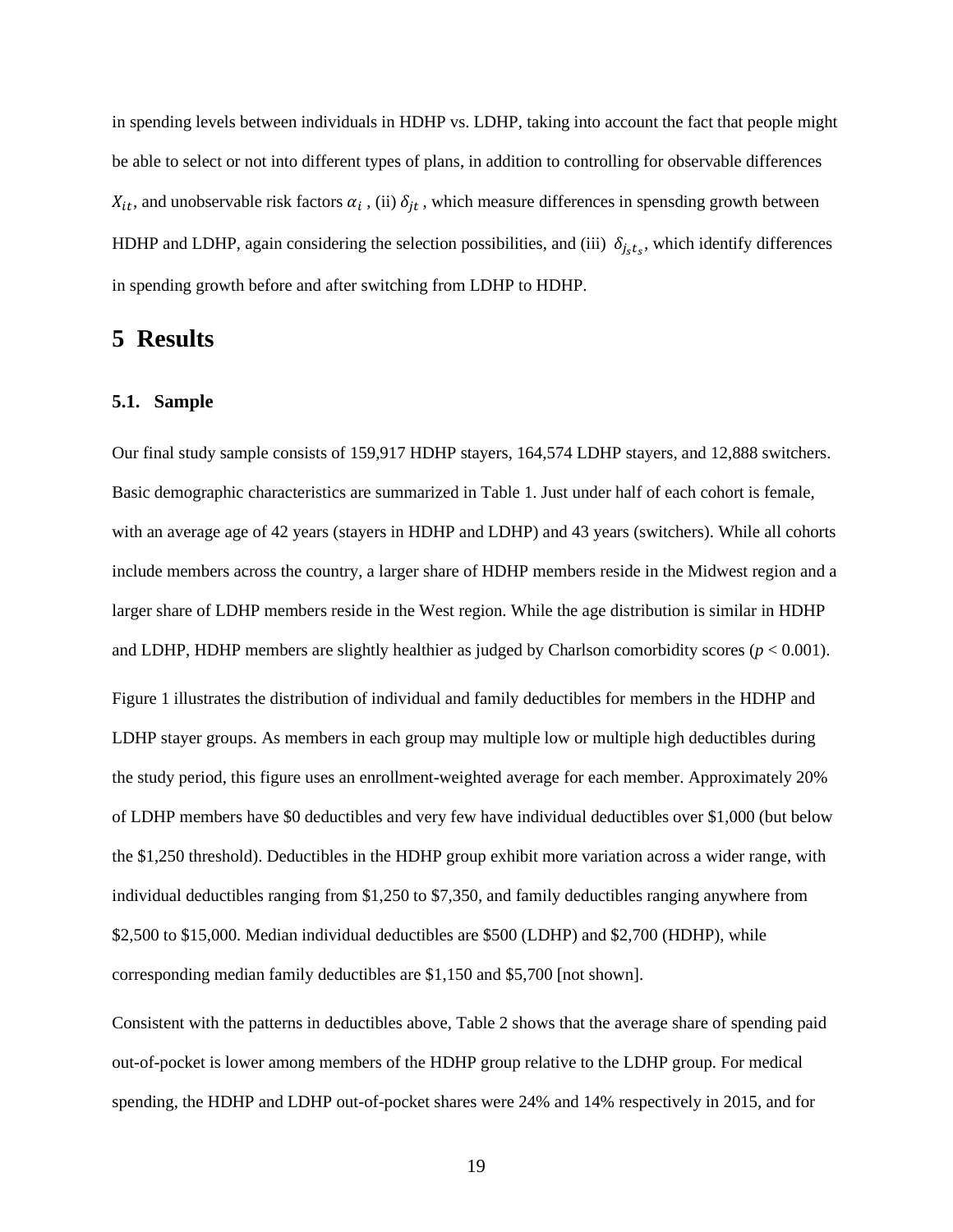in spending levels between individuals in HDHP vs. LDHP, taking into account the fact that people might be able to select or not into different types of plans, in addition to controlling for observable differences $X_{it}$, and unobservable risk factors $\alpha_i$ , (ii) $\delta_{jt}$ , which measure differences in spensding growth between HDHP and LDHP, again considering the selection possibilities, and (iii) $\delta_{j_s t_s}$, which identify differences in spending growth before and after switching from LDHP to HDHP.

# 5 Results

### 5.1. Sample

Our final study sample consists of 159,917 HDHP stayers, 164,574 LDHP stayers, and 12,888 switchers. Basic demographic characteristics are summarized in Table 1. Just under half of each cohort is female, with an average age of 42 years (stayers in HDHP and LDHP) and 43 years (switchers). While all cohorts include members across the country, a larger share of HDHP members reside in the Midwest region and a larger share of LDHP members reside in the West region. While the age distribution is similar in HDHP and LDHP, HDHP members are slightly healthier as judged by Charlson comorbidity scores ($p < 0.001$).

Figure 1 illustrates the distribution of individual and family deductibles for members in the HDHP and LDHP stayer groups. As members in each group may multiple low or multiple high deductibles during the study period, this figure uses an enrollment-weighted average for each member. Approximately 20% of LDHP members have $0 deductibles and very few have individual deductibles over $1,000 (but below the $1,250 threshold). Deductibles in the HDHP group exhibit more variation across a wider range, with individual deductibles ranging from $1,250 to $7,350, and family deductibles ranging anywhere from $2,500 to $15,000. Median individual deductibles are $500 (LDHP) and $2,700 (HDHP), while corresponding median family deductibles are $1,150 and $5,700 [not shown].

Consistent with the patterns in deductibles above, Table 2 shows that the average share of spending paid out-of-pocket is lower among members of the HDHP group relative to the LDHP group. For medical spending, the HDHP and LDHP out-of-pocket shares were 24% and 14% respectively in 2015, and for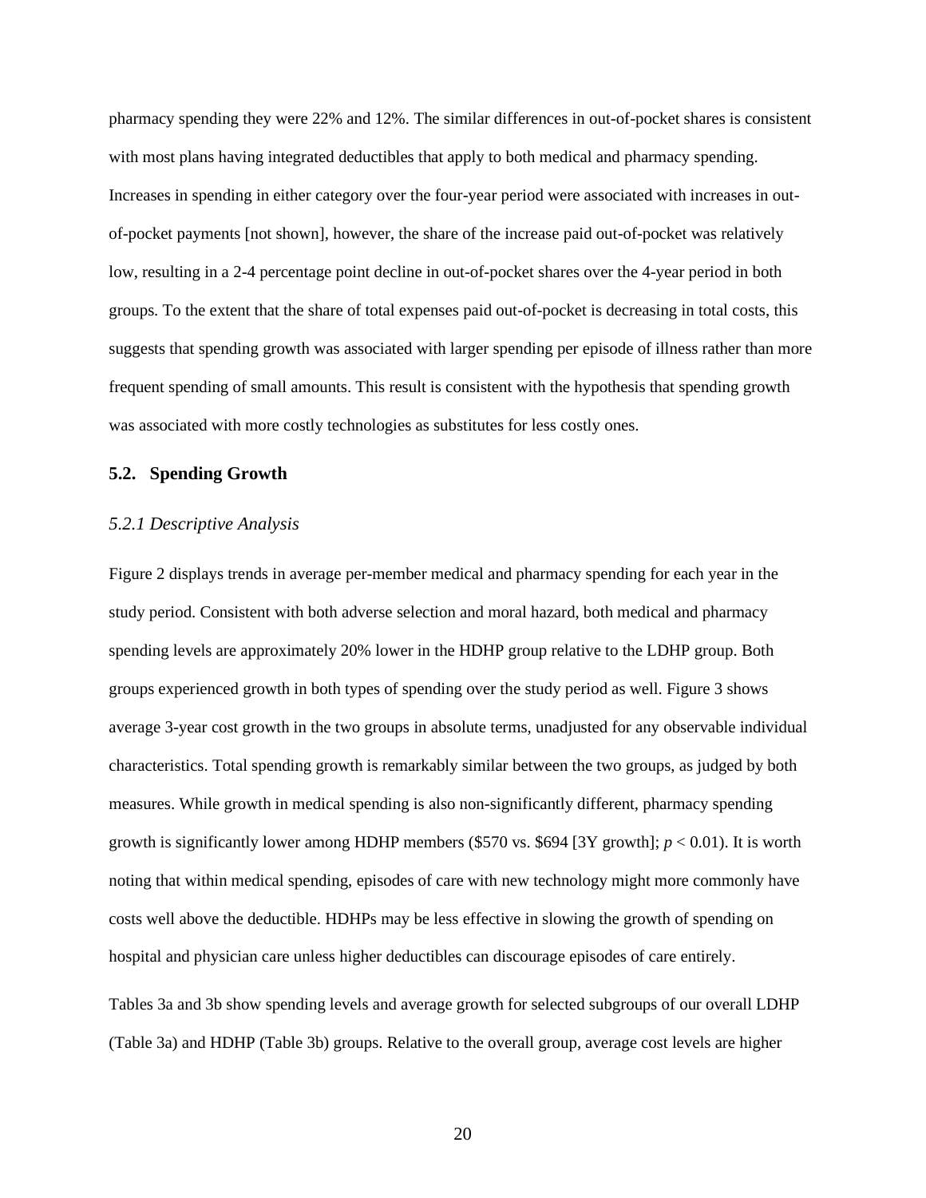pharmacy spending they were 22% and 12%. The similar differences in out-of-pocket shares is consistent with most plans having integrated deductibles that apply to both medical and pharmacy spending. Increases in spending in either category over the four-year period were associated with increases in out-of-pocket payments [not shown], however, the share of the increase paid out-of-pocket was relatively low, resulting in a 2-4 percentage point decline in out-of-pocket shares over the 4-year period in both groups. To the extent that the share of total expenses paid out-of-pocket is decreasing in total costs, this suggests that spending growth was associated with larger spending per episode of illness rather than more frequent spending of small amounts. This result is consistent with the hypothesis that spending growth was associated with more costly technologies as substitutes for less costly ones.

### 5.2. Spending Growth

#### *5.2.1 Descriptive Analysis*

Figure 2 displays trends in average per-member medical and pharmacy spending for each year in the study period. Consistent with both adverse selection and moral hazard, both medical and pharmacy spending levels are approximately 20% lower in the HDHP group relative to the LDHP group. Both groups experienced growth in both types of spending over the study period as well. Figure 3 shows average 3-year cost growth in the two groups in absolute terms, unadjusted for any observable individual characteristics. Total spending growth is remarkably similar between the two groups, as judged by both measures. While growth in medical spending is also non-significantly different, pharmacy spending growth is significantly lower among HDHP members ($570 vs. $694 [3Y growth]; $p < 0.01$). It is worth noting that within medical spending, episodes of care with new technology might more commonly have costs well above the deductible. HDHPs may be less effective in slowing the growth of spending on hospital and physician care unless higher deductibles can discourage episodes of care entirely.

Tables 3a and 3b show spending levels and average growth for selected subgroups of our overall LDHP (Table 3a) and HDHP (Table 3b) groups. Relative to the overall group, average cost levels are higher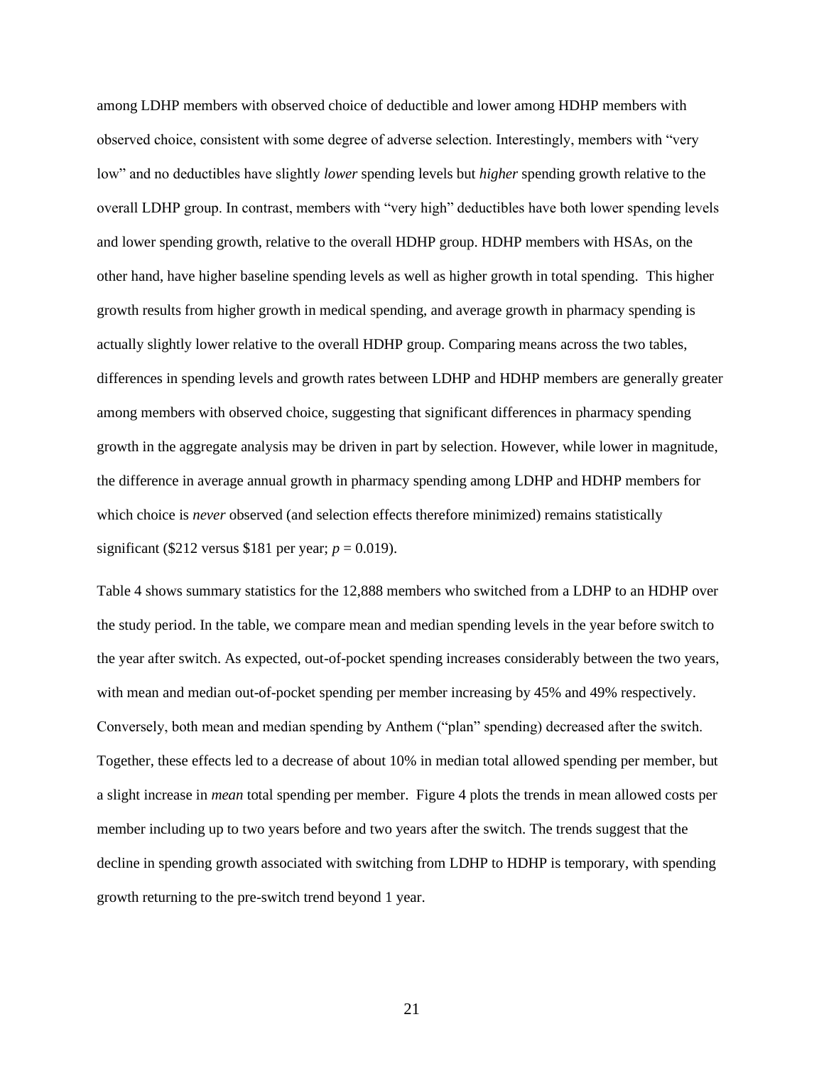among LDHP members with observed choice of deductible and lower among HDHP members with observed choice, consistent with some degree of adverse selection. Interestingly, members with "very low" and no deductibles have slightly *lower* spending levels but *higher* spending growth relative to the overall LDHP group. In contrast, members with "very high" deductibles have both lower spending levels and lower spending growth, relative to the overall HDHP group. HDHP members with HSAs, on the other hand, have higher baseline spending levels as well as higher growth in total spending. This higher growth results from higher growth in medical spending, and average growth in pharmacy spending is actually slightly lower relative to the overall HDHP group. Comparing means across the two tables, differences in spending levels and growth rates between LDHP and HDHP members are generally greater among members with observed choice, suggesting that significant differences in pharmacy spending growth in the aggregate analysis may be driven in part by selection. However, while lower in magnitude, the difference in average annual growth in pharmacy spending among LDHP and HDHP members for which choice is *never* observed (and selection effects therefore minimized) remains statistically significant ($212 versus $181 per year; $p = 0.019$).

Table 4 shows summary statistics for the 12,888 members who switched from a LDHP to an HDHP over the study period. In the table, we compare mean and median spending levels in the year before switch to the year after switch. As expected, out-of-pocket spending increases considerably between the two years, with mean and median out-of-pocket spending per member increasing by 45% and 49% respectively. Conversely, both mean and median spending by Anthem ("plan" spending) decreased after the switch. Together, these effects led to a decrease of about 10% in median total allowed spending per member, but a slight increase in *mean* total spending per member. Figure 4 plots the trends in mean allowed costs per member including up to two years before and two years after the switch. The trends suggest that the decline in spending growth associated with switching from LDHP to HDHP is temporary, with spending growth returning to the pre-switch trend beyond 1 year.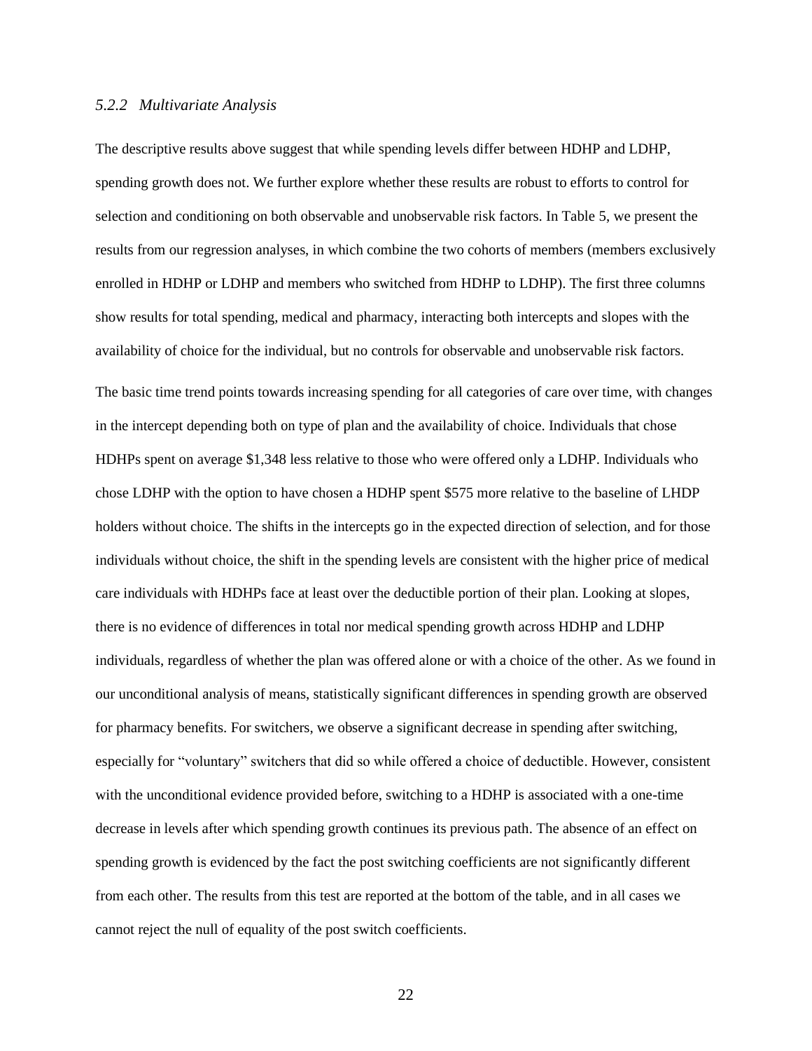### *5.2.2 Multivariate Analysis*

The descriptive results above suggest that while spending levels differ between HDHP and LDHP, spending growth does not. We further explore whether these results are robust to efforts to control for selection and conditioning on both observable and unobservable risk factors. In Table 5, we present the results from our regression analyses, in which combine the two cohorts of members (members exclusively enrolled in HDHP or LDHP and members who switched from HDHP to LDHP). The first three columns show results for total spending, medical and pharmacy, interacting both intercepts and slopes with the availability of choice for the individual, but no controls for observable and unobservable risk factors.

The basic time trend points towards increasing spending for all categories of care over time, with changes in the intercept depending both on type of plan and the availability of choice. Individuals that chose HDHPs spent on average $1,348 less relative to those who were offered only a LDHP. Individuals who chose LDHP with the option to have chosen a HDHP spent $575 more relative to the baseline of LHDP holders without choice. The shifts in the intercepts go in the expected direction of selection, and for those individuals without choice, the shift in the spending levels are consistent with the higher price of medical care individuals with HDHPs face at least over the deductible portion of their plan. Looking at slopes, there is no evidence of differences in total nor medical spending growth across HDHP and LDHP individuals, regardless of whether the plan was offered alone or with a choice of the other. As we found in our unconditional analysis of means, statistically significant differences in spending growth are observed for pharmacy benefits. For switchers, we observe a significant decrease in spending after switching, especially for "voluntary" switchers that did so while offered a choice of deductible. However, consistent with the unconditional evidence provided before, switching to a HDHP is associated with a one-time decrease in levels after which spending growth continues its previous path. The absence of an effect on spending growth is evidenced by the fact the post switching coefficients are not significantly different from each other. The results from this test are reported at the bottom of the table, and in all cases we cannot reject the null of equality of the post switch coefficients.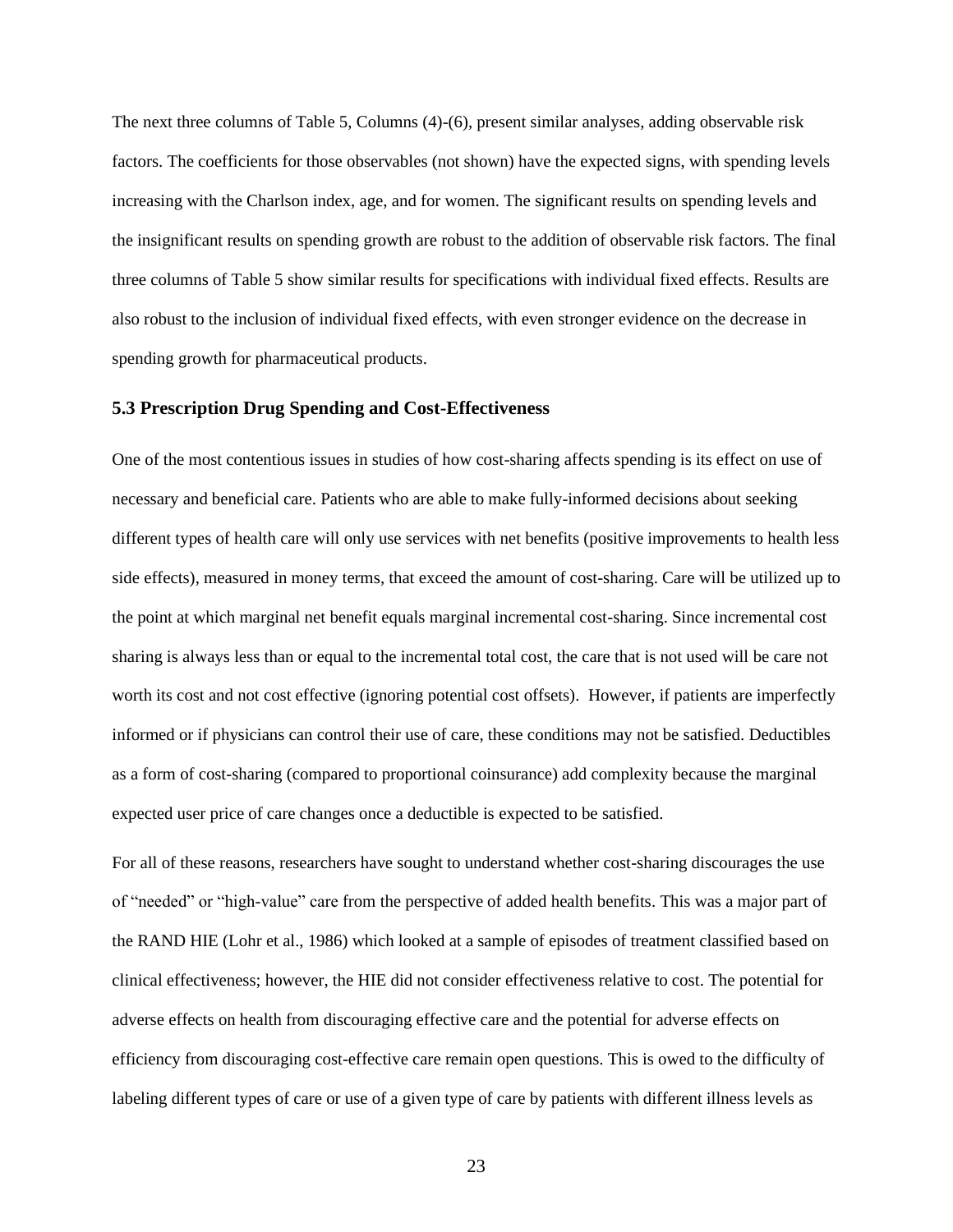The next three columns of Table 5, Columns (4)-(6), present similar analyses, adding observable risk factors. The coefficients for those observables (not shown) have the expected signs, with spending levels increasing with the Charlson index, age, and for women. The significant results on spending levels and the insignificant results on spending growth are robust to the addition of observable risk factors. The final three columns of Table 5 show similar results for specifications with individual fixed effects. Results are also robust to the inclusion of individual fixed effects, with even stronger evidence on the decrease in spending growth for pharmaceutical products.

### 5.3 Prescription Drug Spending and Cost-Effectiveness

One of the most contentious issues in studies of how cost-sharing affects spending is its effect on use of necessary and beneficial care. Patients who are able to make fully-informed decisions about seeking different types of health care will only use services with net benefits (positive improvements to health less side effects), measured in money terms, that exceed the amount of cost-sharing. Care will be utilized up to the point at which marginal net benefit equals marginal incremental cost-sharing. Since incremental cost sharing is always less than or equal to the incremental total cost, the care that is not used will be care not worth its cost and not cost effective (ignoring potential cost offsets). However, if patients are imperfectly informed or if physicians can control their use of care, these conditions may not be satisfied. Deductibles as a form of cost-sharing (compared to proportional coinsurance) add complexity because the marginal expected user price of care changes once a deductible is expected to be satisfied.

For all of these reasons, researchers have sought to understand whether cost-sharing discourages the use of "needed" or "high-value" care from the perspective of added health benefits. This was a major part of the RAND HIE (Lohr et al., 1986) which looked at a sample of episodes of treatment classified based on clinical effectiveness; however, the HIE did not consider effectiveness relative to cost. The potential for adverse effects on health from discouraging effective care and the potential for adverse effects on efficiency from discouraging cost-effective care remain open questions. This is owed to the difficulty of labeling different types of care or use of a given type of care by patients with different illness levels as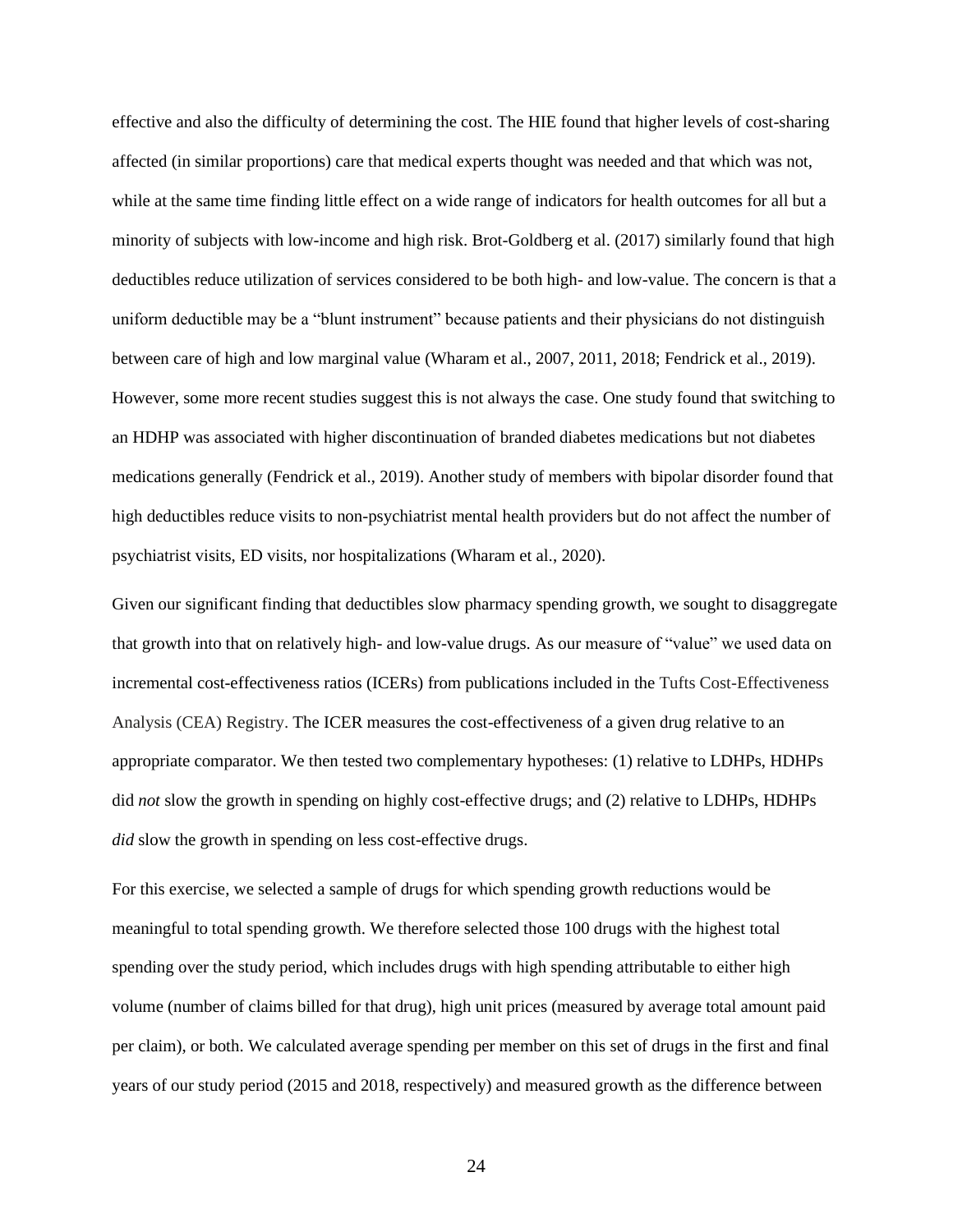effective and also the difficulty of determining the cost. The HIE found that higher levels of cost-sharing affected (in similar proportions) care that medical experts thought was needed and that which was not, while at the same time finding little effect on a wide range of indicators for health outcomes for all but a minority of subjects with low-income and high risk. Brot-Goldberg et al. (2017) similarly found that high deductibles reduce utilization of services considered to be both high- and low-value. The concern is that a uniform deductible may be a "blunt instrument" because patients and their physicians do not distinguish between care of high and low marginal value (Wharam et al., 2007, 2011, 2018; Fendrick et al., 2019). However, some more recent studies suggest this is not always the case. One study found that switching to an HDHP was associated with higher discontinuation of branded diabetes medications but not diabetes medications generally (Fendrick et al., 2019). Another study of members with bipolar disorder found that high deductibles reduce visits to non-psychiatrist mental health providers but do not affect the number of psychiatrist visits, ED visits, nor hospitalizations (Wharam et al., 2020).

Given our significant finding that deductibles slow pharmacy spending growth, we sought to disaggregate that growth into that on relatively high- and low-value drugs. As our measure of "value" we used data on incremental cost-effectiveness ratios (ICERs) from publications included in the Tufts Cost-Effectiveness Analysis (CEA) Registry. The ICER measures the cost-effectiveness of a given drug relative to an appropriate comparator. We then tested two complementary hypotheses: (1) relative to LDHPs, HDHPs did *not* slow the growth in spending on highly cost-effective drugs; and (2) relative to LDHPs, HDHPs *did* slow the growth in spending on less cost-effective drugs.

For this exercise, we selected a sample of drugs for which spending growth reductions would be meaningful to total spending growth. We therefore selected those 100 drugs with the highest total spending over the study period, which includes drugs with high spending attributable to either high volume (number of claims billed for that drug), high unit prices (measured by average total amount paid per claim), or both. We calculated average spending per member on this set of drugs in the first and final years of our study period (2015 and 2018, respectively) and measured growth as the difference between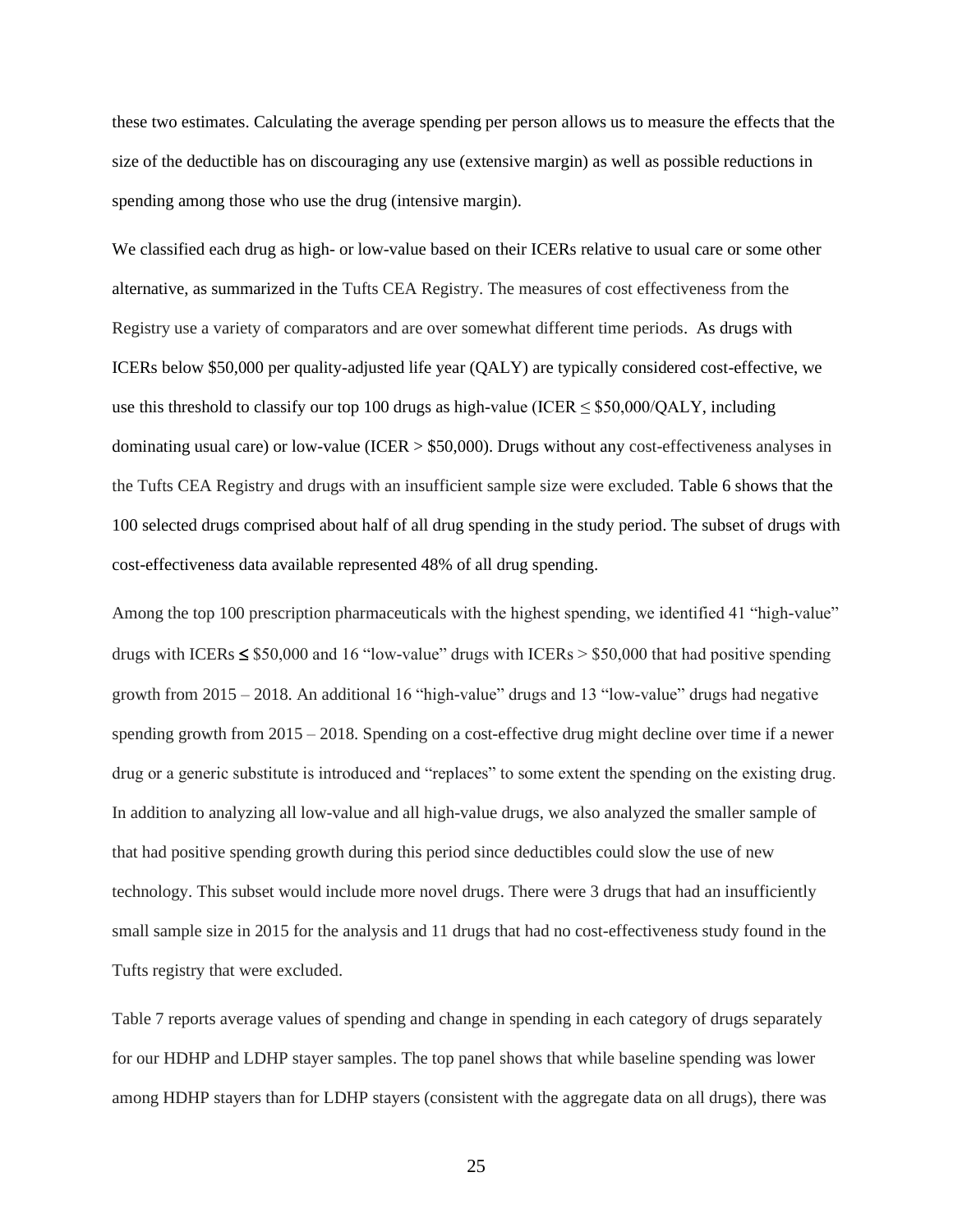these two estimates. Calculating the average spending per person allows us to measure the effects that the size of the deductible has on discouraging any use (extensive margin) as well as possible reductions in spending among those who use the drug (intensive margin).

We classified each drug as high- or low-value based on their ICERs relative to usual care or some other alternative, as summarized in the Tufts CEA Registry. The measures of cost effectiveness from the Registry use a variety of comparators and are over somewhat different time periods. As drugs with ICERs below $50,000 per quality-adjusted life year (QALY) are typically considered cost-effective, we use this threshold to classify our top 100 drugs as high-value (ICER ≤ $50,000/QALY, including dominating usual care) or low-value (ICER > $50,000). Drugs without any cost-effectiveness analyses in the Tufts CEA Registry and drugs with an insufficient sample size were excluded. Table 6 shows that the 100 selected drugs comprised about half of all drug spending in the study period. The subset of drugs with cost-effectiveness data available represented 48% of all drug spending.

Among the top 100 prescription pharmaceuticals with the highest spending, we identified 41 "high-value" drugs with ICERs ≤ $50,000 and 16 "low-value" drugs with ICERs > $50,000 that had positive spending growth from 2015 – 2018. An additional 16 "high-value" drugs and 13 "low-value" drugs had negative spending growth from 2015 – 2018. Spending on a cost-effective drug might decline over time if a newer drug or a generic substitute is introduced and "replaces" to some extent the spending on the existing drug. In addition to analyzing all low-value and all high-value drugs, we also analyzed the smaller sample of that had positive spending growth during this period since deductibles could slow the use of new technology. This subset would include more novel drugs. There were 3 drugs that had an insufficiently small sample size in 2015 for the analysis and 11 drugs that had no cost-effectiveness study found in the Tufts registry that were excluded.

Table 7 reports average values of spending and change in spending in each category of drugs separately for our HDHP and LDHP stayer samples. The top panel shows that while baseline spending was lower among HDHP stayers than for LDHP stayers (consistent with the aggregate data on all drugs), there was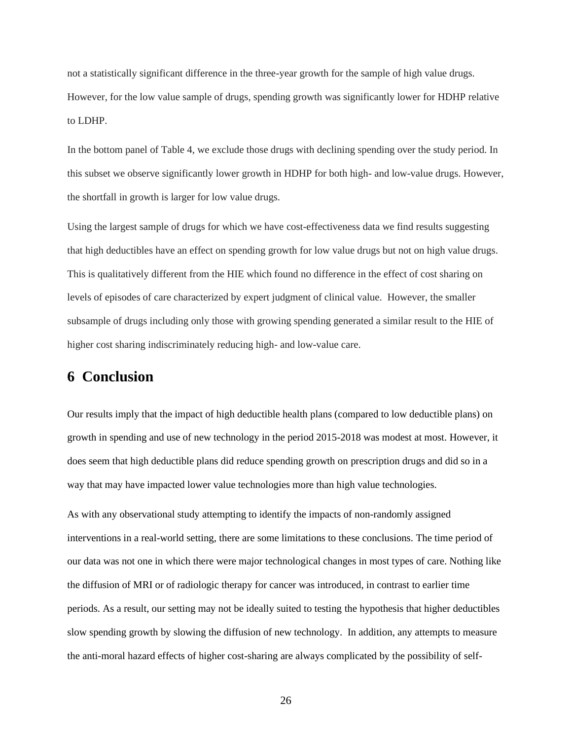not a statistically significant difference in the three-year growth for the sample of high value drugs. However, for the low value sample of drugs, spending growth was significantly lower for HDHP relative to LDHP.

In the bottom panel of Table 4, we exclude those drugs with declining spending over the study period. In this subset we observe significantly lower growth in HDHP for both high- and low-value drugs. However, the shortfall in growth is larger for low value drugs.

Using the largest sample of drugs for which we have cost-effectiveness data we find results suggesting that high deductibles have an effect on spending growth for low value drugs but not on high value drugs. This is qualitatively different from the HIE which found no difference in the effect of cost sharing on levels of episodes of care characterized by expert judgment of clinical value. However, the smaller subsample of drugs including only those with growing spending generated a similar result to the HIE of higher cost sharing indiscriminately reducing high- and low-value care.

# 6 Conclusion

Our results imply that the impact of high deductible health plans (compared to low deductible plans) on growth in spending and use of new technology in the period 2015-2018 was modest at most. However, it does seem that high deductible plans did reduce spending growth on prescription drugs and did so in a way that may have impacted lower value technologies more than high value technologies.

As with any observational study attempting to identify the impacts of non-randomly assigned interventions in a real-world setting, there are some limitations to these conclusions. The time period of our data was not one in which there were major technological changes in most types of care. Nothing like the diffusion of MRI or of radiologic therapy for cancer was introduced, in contrast to earlier time periods. As a result, our setting may not be ideally suited to testing the hypothesis that higher deductibles slow spending growth by slowing the diffusion of new technology. In addition, any attempts to measure the anti-moral hazard effects of higher cost-sharing are always complicated by the possibility of self-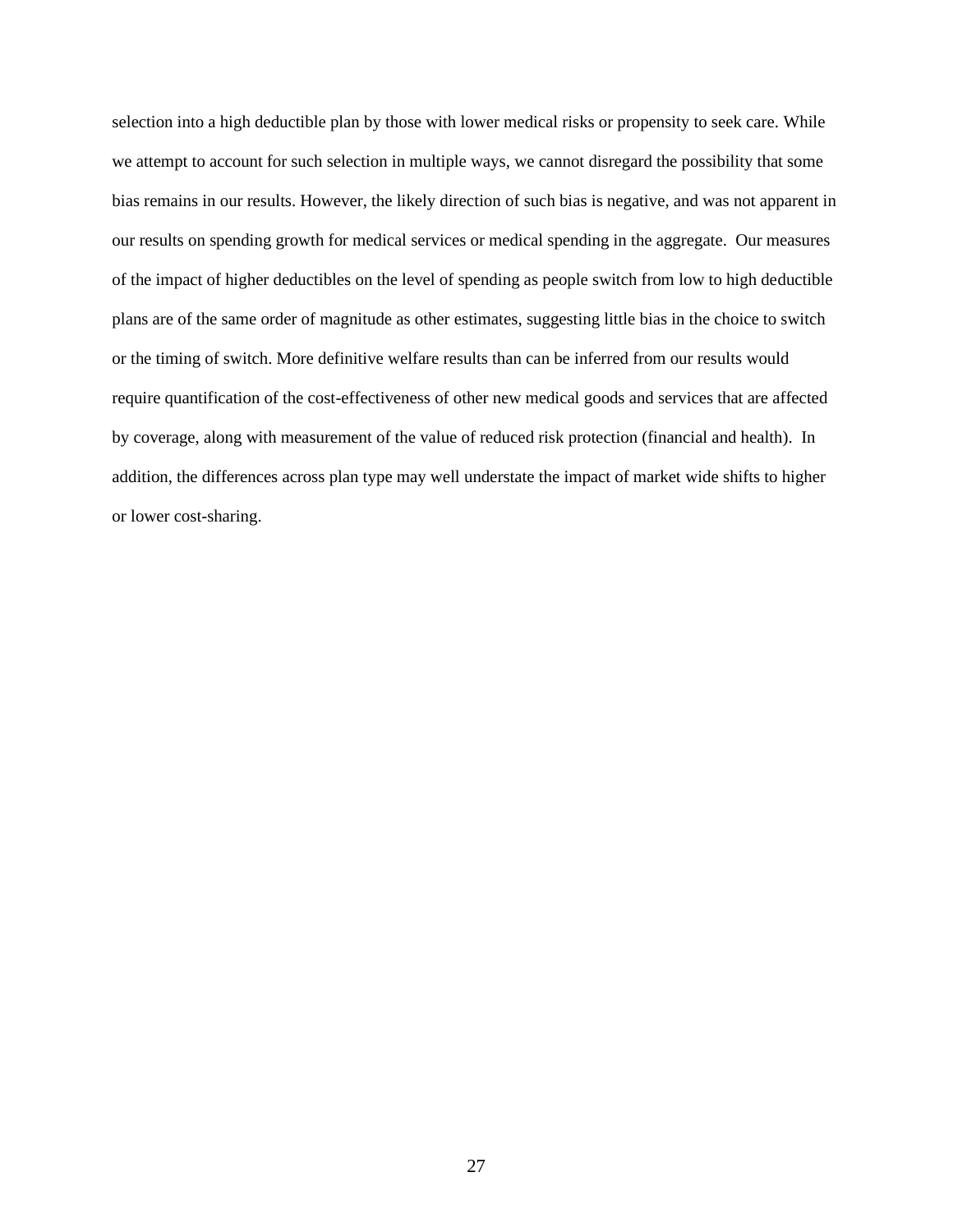selection into a high deductible plan by those with lower medical risks or propensity to seek care. While we attempt to account for such selection in multiple ways, we cannot disregard the possibility that some bias remains in our results. However, the likely direction of such bias is negative, and was not apparent in our results on spending growth for medical services or medical spending in the aggregate. Our measures of the impact of higher deductibles on the level of spending as people switch from low to high deductible plans are of the same order of magnitude as other estimates, suggesting little bias in the choice to switch or the timing of switch. More definitive welfare results than can be inferred from our results would require quantification of the cost-effectiveness of other new medical goods and services that are affected by coverage, along with measurement of the value of reduced risk protection (financial and health). In addition, the differences across plan type may well understate the impact of market wide shifts to higher or lower cost-sharing.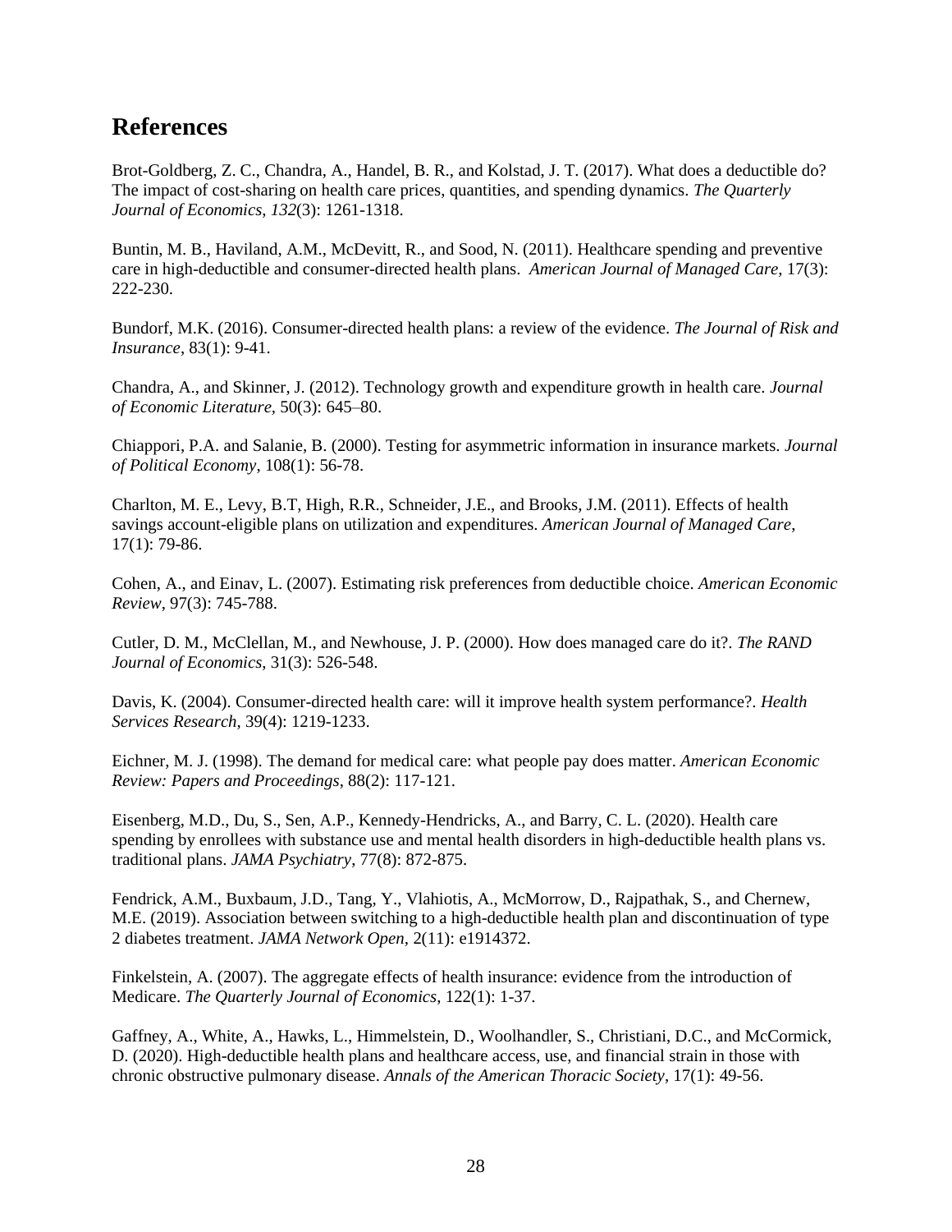## References

Brot-Goldberg, Z. C., Chandra, A., Handel, B. R., and Kolstad, J. T. (2017). What does a deductible do? The impact of cost-sharing on health care prices, quantities, and spending dynamics. *The Quarterly Journal of Economics*, *132*(3): 1261-1318.

Buntin, M. B., Haviland, A.M., McDevitt, R., and Sood, N. (2011). Healthcare spending and preventive care in high-deductible and consumer-directed health plans. *American Journal of Managed Care*, 17(3): 222-230.

Bundorf, M.K. (2016). Consumer-directed health plans: a review of the evidence. *The Journal of Risk and Insurance*, 83(1): 9-41.

Chandra, A., and Skinner, J. (2012). Technology growth and expenditure growth in health care. *Journal of Economic Literature,* 50(3): 645–80.

Chiappori, P.A. and Salanie, B. (2000). Testing for asymmetric information in insurance markets. *Journal of Political Economy*, 108(1): 56-78.

Charlton, M. E., Levy, B.T, High, R.R., Schneider, J.E., and Brooks, J.M. (2011). Effects of health savings account-eligible plans on utilization and expenditures. *American Journal of Managed Care*, 17(1): 79-86.

Cohen, A., and Einav, L. (2007). Estimating risk preferences from deductible choice. *American Economic Review*, 97(3): 745-788.

Cutler, D. M., McClellan, M., and Newhouse, J. P. (2000). How does managed care do it?. *The RAND Journal of Economics*, 31(3): 526-548.

Davis, K. (2004). Consumer-directed health care: will it improve health system performance?. *Health Services Research*, 39(4): 1219-1233.

Eichner, M. J. (1998). The demand for medical care: what people pay does matter. *American Economic Review: Papers and Proceedings*, 88(2): 117-121.

Eisenberg, M.D., Du, S., Sen, A.P., Kennedy-Hendricks, A., and Barry, C. L. (2020). Health care spending by enrollees with substance use and mental health disorders in high-deductible health plans vs. traditional plans. *JAMA Psychiatry*, 77(8): 872-875.

Fendrick, A.M., Buxbaum, J.D., Tang, Y., Vlahiotis, A., McMorrow, D., Rajpathak, S., and Chernew, M.E. (2019). Association between switching to a high-deductible health plan and discontinuation of type 2 diabetes treatment. *JAMA Network Open,* 2(11): e1914372.

Finkelstein, A. (2007). The aggregate effects of health insurance: evidence from the introduction of Medicare. *The Quarterly Journal of Economics*, 122(1): 1-37.

Gaffney, A., White, A., Hawks, L., Himmelstein, D., Woolhandler, S., Christiani, D.C., and McCormick, D. (2020). High-deductible health plans and healthcare access, use, and financial strain in those with chronic obstructive pulmonary disease. *Annals of the American Thoracic Society*, 17(1): 49-56.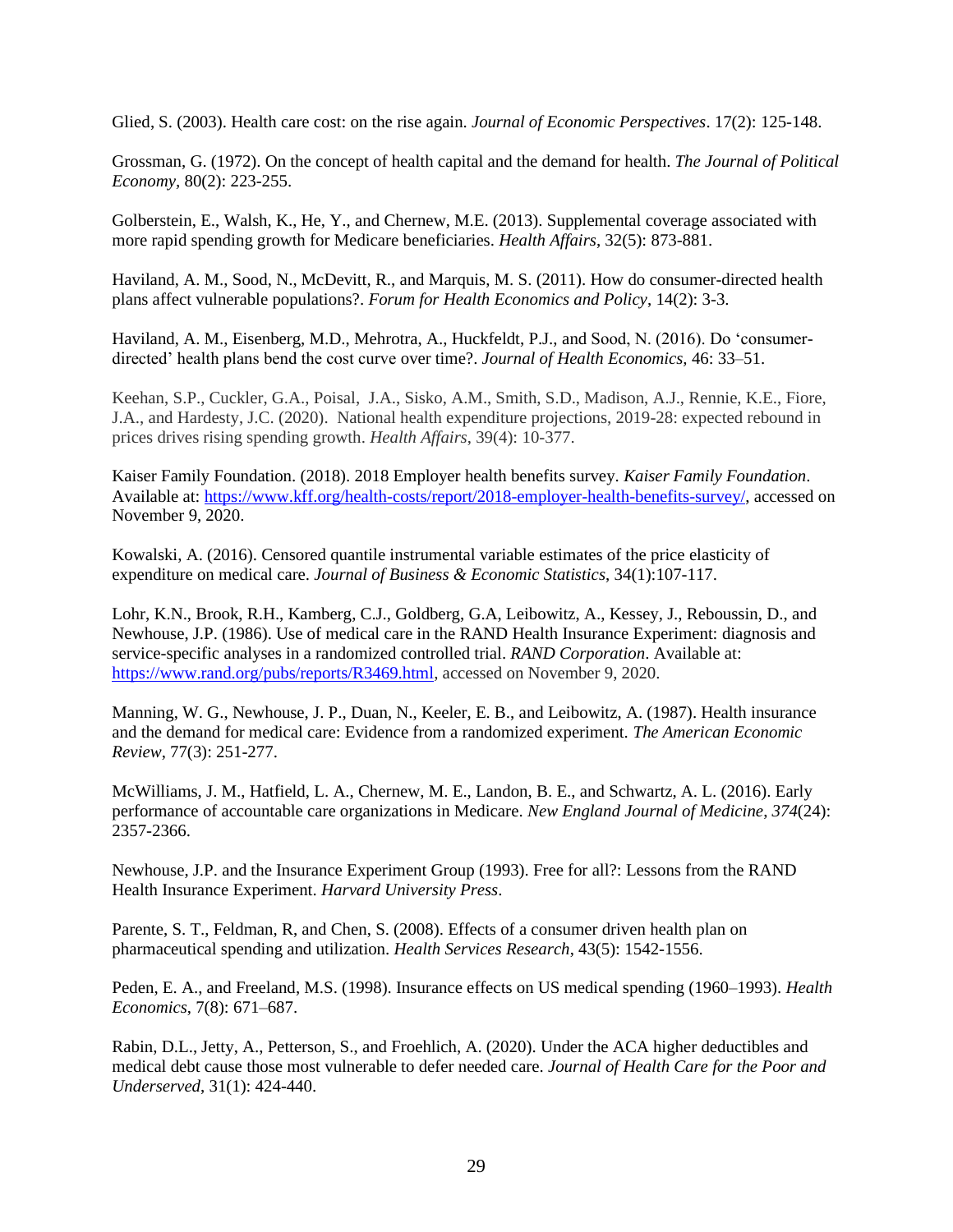Glied, S. (2003). Health care cost: on the rise again. *Journal of Economic Perspectives*. 17(2): 125-148.

Grossman, G. (1972). On the concept of health capital and the demand for health. *The Journal of Political Economy,* 80(2): 223-255.

Golberstein, E., Walsh, K., He, Y., and Chernew, M.E. (2013). Supplemental coverage associated with more rapid spending growth for Medicare beneficiaries. *Health Affairs*, 32(5): 873-881.

Haviland, A. M., Sood, N., McDevitt, R., and Marquis, M. S. (2011). How do consumer-directed health plans affect vulnerable populations?. *Forum for Health Economics and Policy*, 14(2): 3-3.

Haviland, A. M., Eisenberg, M.D., Mehrotra, A., Huckfeldt, P.J., and Sood, N. (2016). Do 'consumer-directed' health plans bend the cost curve over time?. *Journal of Health Economics,* 46: 33–51.

Keehan, S.P., Cuckler, G.A., Poisal, J.A., Sisko, A.M., Smith, S.D., Madison, A.J., Rennie, K.E., Fiore, J.A., and Hardesty, J.C. (2020). National health expenditure projections, 2019-28: expected rebound in prices drives rising spending growth. *Health Affairs*, 39(4): 10-377.

Kaiser Family Foundation. (2018). 2018 Employer health benefits survey. *Kaiser Family Foundation*. Available at: https://www.kff.org/health-costs/report/2018-employer-health-benefits-survey/, accessed on November 9, 2020.

Kowalski, A. (2016). Censored quantile instrumental variable estimates of the price elasticity of expenditure on medical care. *Journal of Business & Economic Statistics*, 34(1):107-117.

Lohr, K.N., Brook, R.H., Kamberg, C.J., Goldberg, G.A, Leibowitz, A., Kessey, J., Reboussin, D., and Newhouse, J.P. (1986). Use of medical care in the RAND Health Insurance Experiment: diagnosis and service-specific analyses in a randomized controlled trial. *RAND Corporation*. Available at: https://www.rand.org/pubs/reports/R3469.html, accessed on November 9, 2020.

Manning, W. G., Newhouse, J. P., Duan, N., Keeler, E. B., and Leibowitz, A. (1987). Health insurance and the demand for medical care: Evidence from a randomized experiment. *The American Economic Review*, 77(3): 251-277.

McWilliams, J. M., Hatfield, L. A., Chernew, M. E., Landon, B. E., and Schwartz, A. L. (2016). Early performance of accountable care organizations in Medicare. *New England Journal of Medicine*, *374*(24): 2357-2366.

Newhouse, J.P. and the Insurance Experiment Group (1993). Free for all?: Lessons from the RAND Health Insurance Experiment. *Harvard University Press*.

Parente, S. T., Feldman, R, and Chen, S. (2008). Effects of a consumer driven health plan on pharmaceutical spending and utilization. *Health Services Research*, 43(5): 1542-1556.

Peden, E. A., and Freeland, M.S. (1998). Insurance effects on US medical spending (1960–1993). *Health Economics*, 7(8): 671–687.

Rabin, D.L., Jetty, A., Petterson, S., and Froehlich, A. (2020). Under the ACA higher deductibles and medical debt cause those most vulnerable to defer needed care. *Journal of Health Care for the Poor and Underserved*, 31(1): 424-440.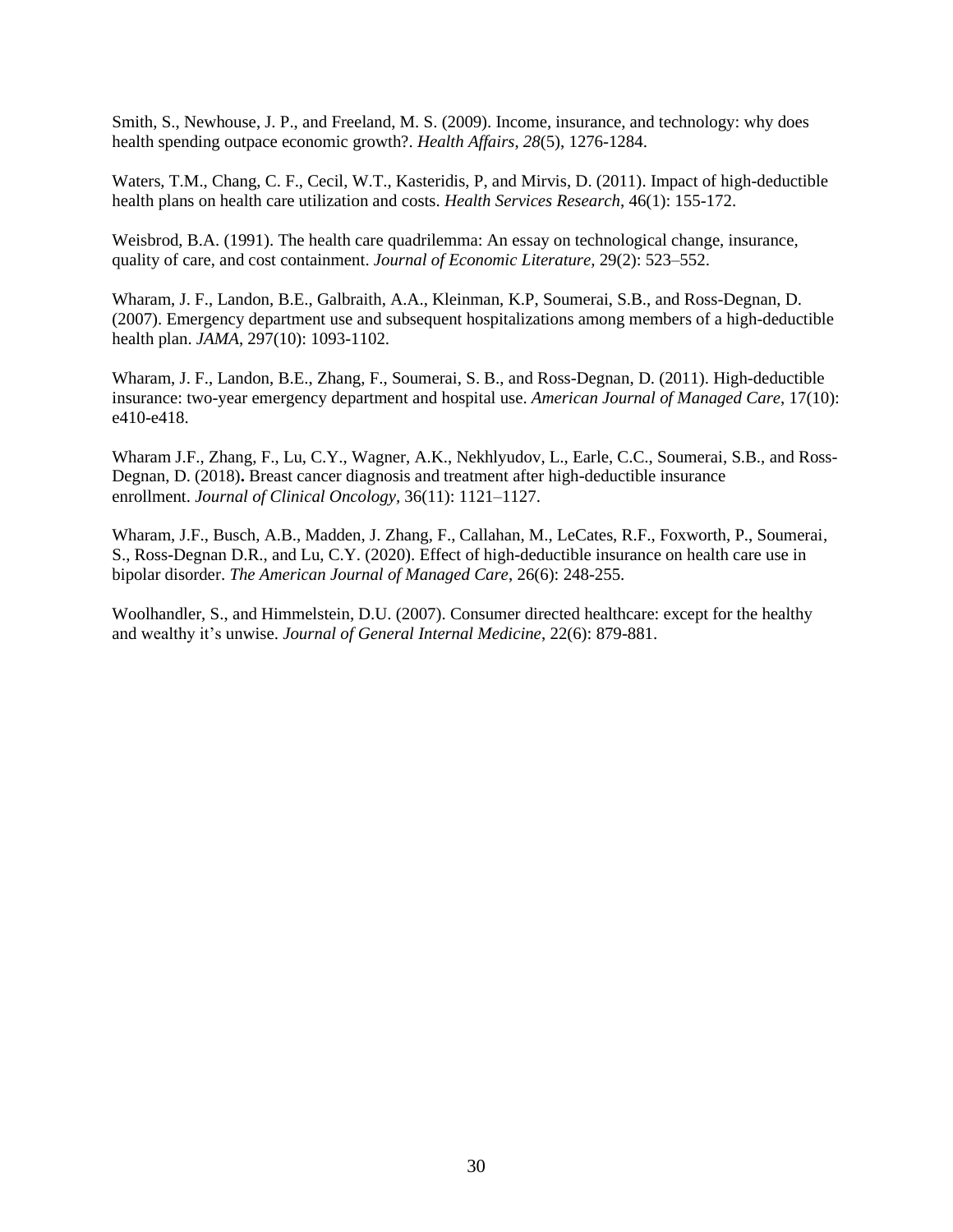Smith, S., Newhouse, J. P., and Freeland, M. S. (2009). Income, insurance, and technology: why does health spending outpace economic growth?. *Health Affairs*, *28*(5), 1276-1284.

Waters, T.M., Chang, C. F., Cecil, W.T., Kasteridis, P, and Mirvis, D. (2011). Impact of high-deductible health plans on health care utilization and costs. *Health Services Research*, 46(1): 155-172.

Weisbrod, B.A. (1991). The health care quadrilemma: An essay on technological change, insurance, quality of care, and cost containment. *Journal of Economic Literature,* 29(2): 523–552.

Wharam, J. F., Landon, B.E., Galbraith, A.A., Kleinman, K.P, Soumerai, S.B., and Ross-Degnan, D. (2007). Emergency department use and subsequent hospitalizations among members of a high-deductible health plan. *JAMA*, 297(10): 1093-1102.

Wharam, J. F., Landon, B.E., Zhang, F., Soumerai, S. B., and Ross-Degnan, D. (2011). High-deductible insurance: two-year emergency department and hospital use. *American Journal of Managed Care*, 17(10): e410-e418.

Wharam J.F., Zhang, F., Lu, C.Y., Wagner, A.K., Nekhlyudov, L., Earle, C.C., Soumerai, S.B., and Ross-Degnan, D. (2018)**.** Breast cancer diagnosis and treatment after high-deductible insurance enrollment. *Journal of Clinical Oncology*, 36(11): 1121–1127.

Wharam, J.F., Busch, A.B., Madden, J. Zhang, F., Callahan, M., LeCates, R.F., Foxworth, P., Soumerai, S., Ross-Degnan D.R., and Lu, C.Y. (2020). Effect of high-deductible insurance on health care use in bipolar disorder. *The American Journal of Managed Care*, 26(6): 248-255.

Woolhandler, S., and Himmelstein, D.U. (2007). Consumer directed healthcare: except for the healthy and wealthy it's unwise. *Journal of General Internal Medicine*, 22(6): 879-881.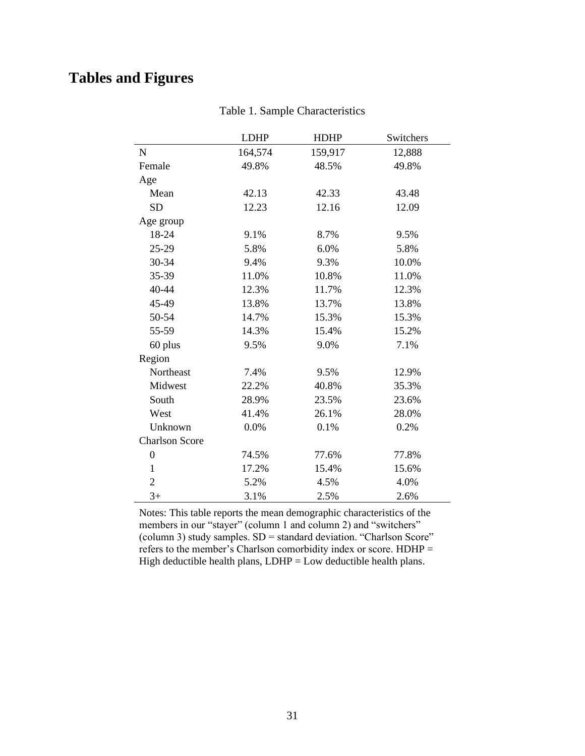# Tables and Figures

Table 1. Sample Characteristics

| | LDHP | HDHP | Switchers |
|---|---|---|---|
| N | 164,574 | 159,917 | 12,888 |
| Female | 49.8% | 48.5% | 49.8% |
| Age | | | |
| Mean | 42.13 | 42.33 | 43.48 |
| SD | 12.23 | 12.16 | 12.09 |
| Age group | | | |
| 18-24 | 9.1% | 8.7% | 9.5% |
| 25-29 | 5.8% | 6.0% | 5.8% |
| 30-34 | 9.4% | 9.3% | 10.0% |
| 35-39 | 11.0% | 10.8% | 11.0% |
| 40-44 | 12.3% | 11.7% | 12.3% |
| 45-49 | 13.8% | 13.7% | 13.8% |
| 50-54 | 14.7% | 15.3% | 15.3% |
| 55-59 | 14.3% | 15.4% | 15.2% |
| 60 plus | 9.5% | 9.0% | 7.1% |
| Region | | | |
| Northeast | 7.4% | 9.5% | 12.9% |
| Midwest | 22.2% | 40.8% | 35.3% |
| South | 28.9% | 23.5% | 23.6% |
| West | 41.4% | 26.1% | 28.0% |
| Unknown | 0.0% | 0.1% | 0.2% |
| Charlson Score | | | |
| 0 | 74.5% | 77.6% | 77.8% |
| 1 | 17.2% | 15.4% | 15.6% |
| 2 | 5.2% | 4.5% | 4.0% |
| 3+ | 3.1% | 2.5% | 2.6% |

Notes: This table reports the mean demographic characteristics of the members in our "stayer" (column 1 and column 2) and "switchers" (column 3) study samples. SD = standard deviation. "Charlson Score" refers to the member's Charlson comorbidity index or score. HDHP = High deductible health plans, LDHP = Low deductible health plans.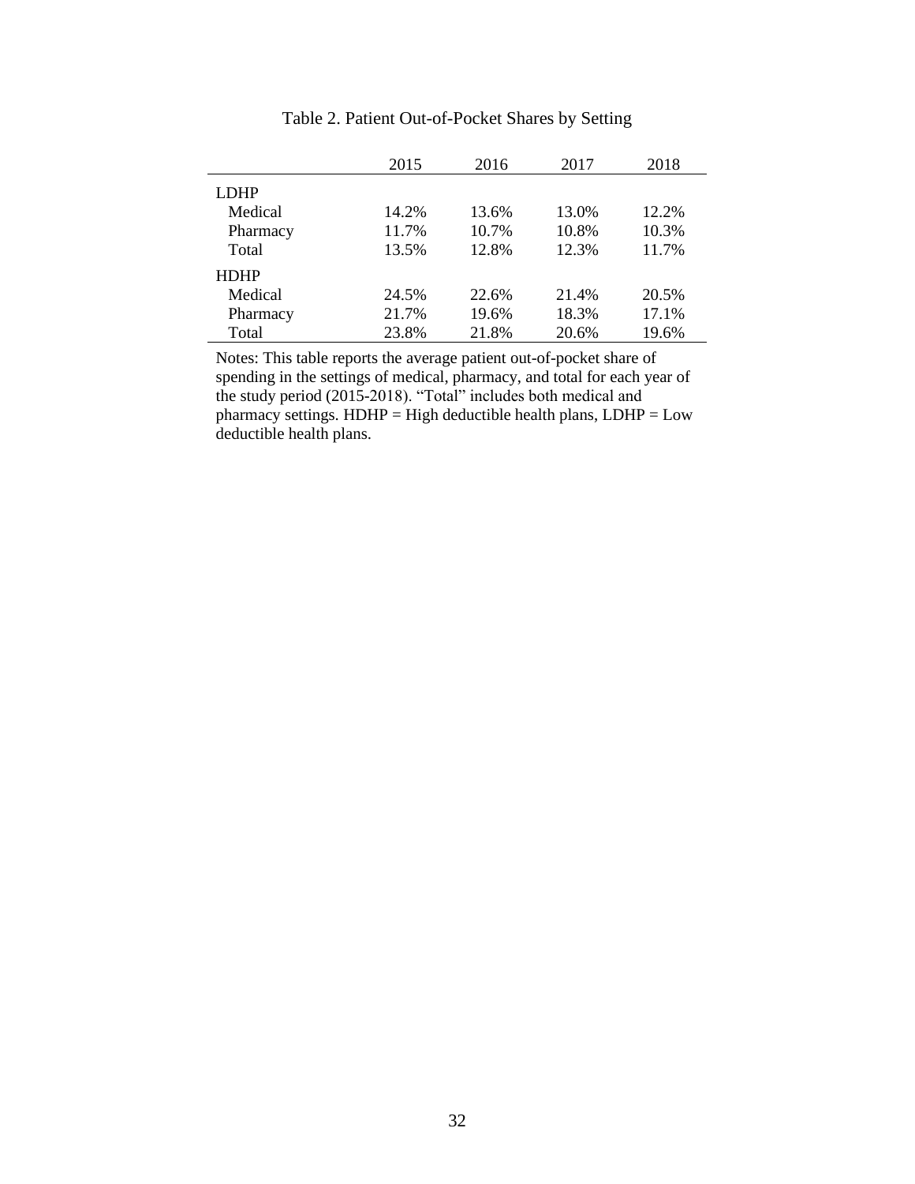Table 2. Patient Out-of-Pocket Shares by Setting

| | 2015 | 2016 | 2017 | 2018 |
|---|---|---|---|---|
| LDHP | | | | |
| Medical | 14.2% | 13.6% | 13.0% | 12.2% |
| Pharmacy | 11.7% | 10.7% | 10.8% | 10.3% |
| Total | 13.5% | 12.8% | 12.3% | 11.7% |
| HDHP | | | | |
| Medical | 24.5% | 22.6% | 21.4% | 20.5% |
| Pharmacy | 21.7% | 19.6% | 18.3% | 17.1% |
| Total | 23.8% | 21.8% | 20.6% | 19.6% |

Notes: This table reports the average patient out-of-pocket share of spending in the settings of medical, pharmacy, and total for each year of the study period (2015-2018). "Total" includes both medical and pharmacy settings. HDHP = High deductible health plans, LDHP = Low deductible health plans.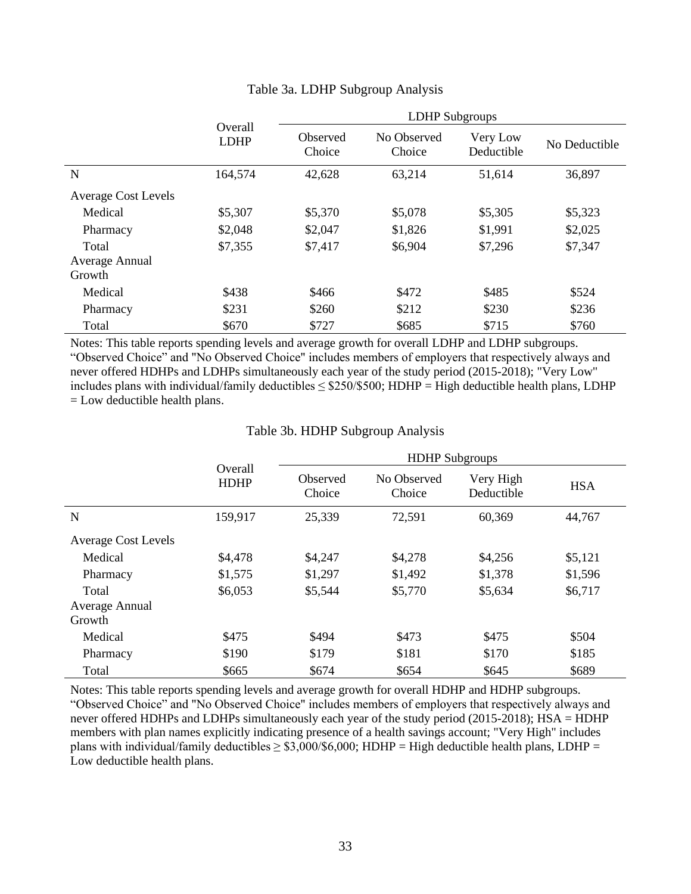Table 3a. LDHP Subgroup Analysis

| | Overall LDHP | LDHP Subgroups | | | |
|---|---|---|---|---|---|
| | | Observed Choice | No Observed Choice | Very Low Deductible | No Deductible |
| N | 164,574 | 42,628 | 63,214 | 51,614 | 36,897 |
| Average Cost Levels | | | | | |
| Medical | $5,307 | $5,370 | $5,078 | $5,305 | $5,323 |
| Pharmacy | $2,048 | $2,047 | $1,826 | $1,991 | $2,025 |
| Total | $7,355 | $7,417 | $6,904 | $7,296 | $7,347 |
| Average Annual Growth | | | | | |
| Medical | $438 | $466 | $472 | $485 | $524 |
| Pharmacy | $231 | $260 | $212 | $230 | $236 |
| Total | $670 | $727 | $685 | $715 | $760 |

Notes: This table reports spending levels and average growth for overall LDHP and LDHP subgroups. "Observed Choice" and "No Observed Choice" includes members of employers that respectively always and never offered HDHPs and LDHPs simultaneously each year of the study period (2015-2018); "Very Low" includes plans with individual/family deductibles ≤ $250/$500; HDHP = High deductible health plans, LDHP = Low deductible health plans.

Table 3b. HDHP Subgroup Analysis

| | Overall HDHP | HDHP Subgroups | | | |
|---|---|---|---|---|---|
| | | Observed Choice | No Observed Choice | Very High Deductible | HSA |
| N | 159,917 | 25,339 | 72,591 | 60,369 | 44,767 |
| Average Cost Levels | | | | | |
| Medical | $4,478 | $4,247 | $4,278 | $4,256 | $5,121 |
| Pharmacy | $1,575 | $1,297 | $1,492 | $1,378 | $1,596 |
| Total | $6,053 | $5,544 | $5,770 | $5,634 | $6,717 |
| Average Annual Growth | | | | | |
| Medical | $475 | $494 | $473 | $475 | $504 |
| Pharmacy | $190 | $179 | $181 | $170 | $185 |
| Total | $665 | $674 | $654 | $645 | $689 |

Notes: This table reports spending levels and average growth for overall HDHP and HDHP subgroups. "Observed Choice" and "No Observed Choice" includes members of employers that respectively always and never offered HDHPs and LDHPs simultaneously each year of the study period (2015-2018); HSA = HDHP members with plan names explicitly indicating presence of a health savings account; "Very High" includes plans with individual/family deductibles ≥ $3,000/$6,000; HDHP = High deductible health plans, LDHP = Low deductible health plans.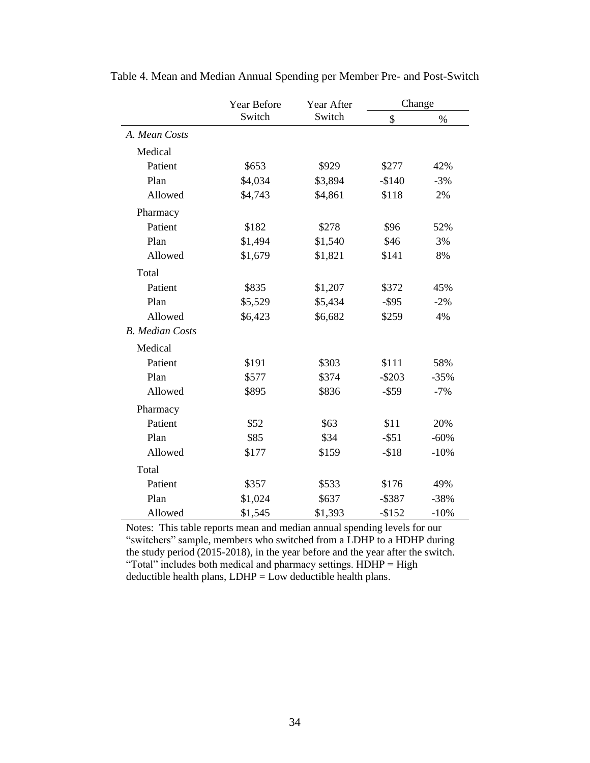Table 4. Mean and Median Annual Spending per Member Pre- and Post-Switch

| | Year Before Switch | Year After Switch | Change | |
|---|---|---|---|---|
| | | | $ | % |
| *A. Mean Costs* | | | | |
| Medical | | | | |
| Patient | $653 | $929 | $277 | 42% |
| Plan | $4,034 | $3,894 | -$140 | -3% |
| Allowed | $4,743 | $4,861 | $118 | 2% |
| Pharmacy | | | | |
| Patient | $182 | $278 | $96 | 52% |
| Plan | $1,494 | $1,540 | $46 | 3% |
| Allowed | $1,679 | $1,821 | $141 | 8% |
| Total | | | | |
| Patient | $835 | $1,207 | $372 | 45% |
| Plan | $5,529 | $5,434 | -$95 | -2% |
| Allowed | $6,423 | $6,682 | $259 | 4% |
| *B. Median Costs* | | | | |
| Medical | | | | |
| Patient | $191 | $303 | $111 | 58% |
| Plan | $577 | $374 | -$203 | -35% |
| Allowed | $895 | $836 | -$59 | -7% |
| Pharmacy | | | | |
| Patient | $52 | $63 | $11 | 20% |
| Plan | $85 | $34 | -$51 | -60% |
| Allowed | $177 | $159 | -$18 | -10% |
| Total | | | | |
| Patient | $357 | $533 | $176 | 49% |
| Plan | $1,024 | $637 | -$387 | -38% |
| Allowed | $1,545 | $1,393 | -$152 | -10% |

Notes: This table reports mean and median annual spending levels for our "switchers" sample, members who switched from a LDHP to a HDHP during the study period (2015-2018), in the year before and the year after the switch. "Total" includes both medical and pharmacy settings. HDHP = High deductible health plans, LDHP = Low deductible health plans.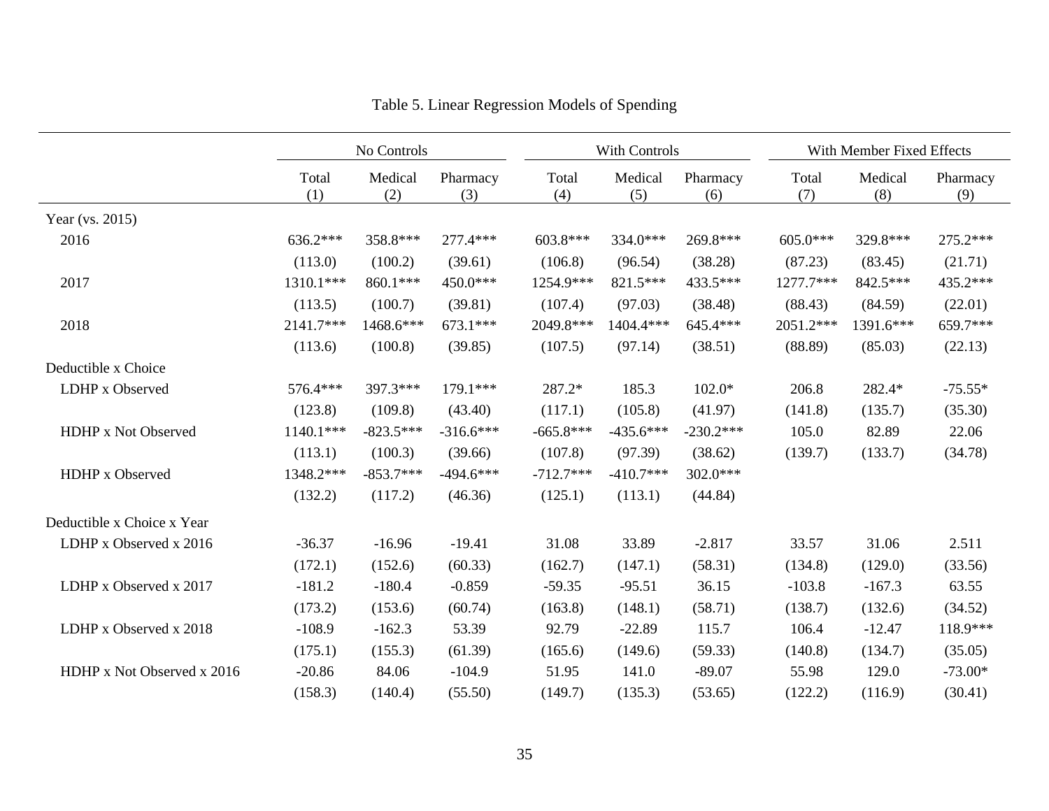Table 5. Linear Regression Models of Spending

| | No Controls | | | With Controls | | | With Member Fixed Effects | | |
|---|---|---|---|---|---|---|---|---|---|
| | Total (1) | Medical (2) | Pharmacy (3) | Total (4) | Medical (5) | Pharmacy (6) | Total (7) | Medical (8) | Pharmacy (9) |
| Year (vs. 2015) | | | | | | | | | |
| 2016 | 636.2*** | 358.8*** | 277.4*** | 603.8*** | 334.0*** | 269.8*** | 605.0*** | 329.8*** | 275.2*** |
| | (113.0) | (100.2) | (39.61) | (106.8) | (96.54) | (38.28) | (87.23) | (83.45) | (21.71) |
| 2017 | 1310.1*** | 860.1*** | 450.0*** | 1254.9*** | 821.5*** | 433.5*** | 1277.7*** | 842.5*** | 435.2*** |
| | (113.5) | (100.7) | (39.81) | (107.4) | (97.03) | (38.48) | (88.43) | (84.59) | (22.01) |
| 2018 | 2141.7*** | 1468.6*** | 673.1*** | 2049.8*** | 1404.4*** | 645.4*** | 2051.2*** | 1391.6*** | 659.7*** |
| | (113.6) | (100.8) | (39.85) | (107.5) | (97.14) | (38.51) | (88.89) | (85.03) | (22.13) |
| Deductible x Choice | | | | | | | | | |
| LDHP x Observed | 576.4*** | 397.3*** | 179.1*** | 287.2* | 185.3 | 102.0* | 206.8 | 282.4* | -75.55* |
| | (123.8) | (109.8) | (43.40) | (117.1) | (105.8) | (41.97) | (141.8) | (135.7) | (35.30) |
| HDHP x Not Observed | 1140.1*** | -823.5*** | -316.6*** | -665.8*** | -435.6*** | -230.2*** | 105.0 | 82.89 | 22.06 |
| | (113.1) | (100.3) | (39.66) | (107.8) | (97.39) | (38.62) | (139.7) | (133.7) | (34.78) |
| HDHP x Observed | 1348.2*** | -853.7*** | -494.6*** | -712.7*** | -410.7*** | 302.0*** | | | |
| | (132.2) | (117.2) | (46.36) | (125.1) | (113.1) | (44.84) | | | |
| Deductible x Choice x Year | | | | | | | | | |
| LDHP x Observed x 2016 | -36.37 | -16.96 | -19.41 | 31.08 | 33.89 | -2.817 | 33.57 | 31.06 | 2.511 |
| | (172.1) | (152.6) | (60.33) | (162.7) | (147.1) | (58.31) | (134.8) | (129.0) | (33.56) |
| LDHP x Observed x 2017 | -181.2 | -180.4 | -0.859 | -59.35 | -95.51 | 36.15 | -103.8 | -167.3 | 63.55 |
| | (173.2) | (153.6) | (60.74) | (163.8) | (148.1) | (58.71) | (138.7) | (132.6) | (34.52) |
| LDHP x Observed x 2018 | -108.9 | -162.3 | 53.39 | 92.79 | -22.89 | 115.7 | 106.4 | -12.47 | 118.9*** |
| | (175.1) | (155.3) | (61.39) | (165.6) | (149.6) | (59.33) | (140.8) | (134.7) | (35.05) |
| HDHP x Not Observed x 2016 | -20.86 | 84.06 | -104.9 | 51.95 | 141.0 | -89.07 | 55.98 | 129.0 | -73.00* |
| | (158.3) | (140.4) | (55.50) | (149.7) | (135.3) | (53.65) | (122.2) | (116.9) | (30.41) |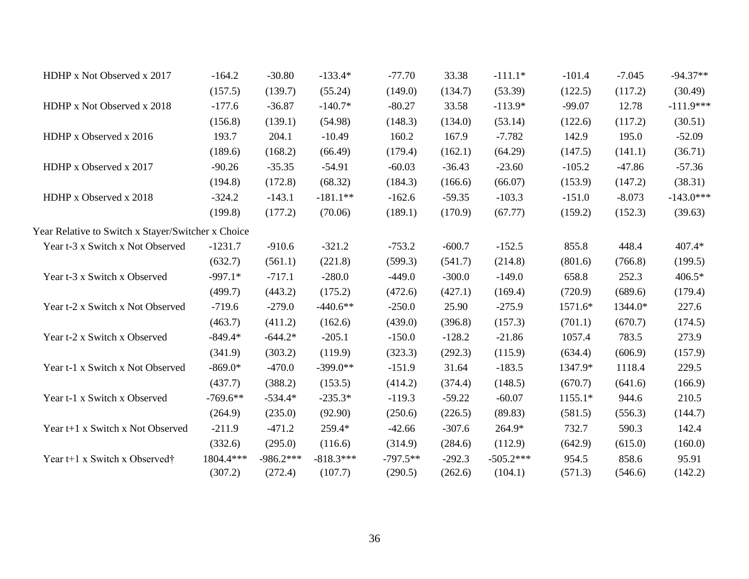| | | | | | | | | | |
|---|---|---|---|---|---|---|---|---|---|
| HDHP x Not Observed x 2017 | -164.2 | -30.80 | -133.4* | -77.70 | 33.38 | -111.1* | -101.4 | -7.045 | -94.37** |
| | (157.5) | (139.7) | (55.24) | (149.0) | (134.7) | (53.39) | (122.5) | (117.2) | (30.49) |
| HDHP x Not Observed x 2018 | -177.6 | -36.87 | -140.7* | -80.27 | 33.58 | -113.9* | -99.07 | 12.78 | -111.9*** |
| | (156.8) | (139.1) | (54.98) | (148.3) | (134.0) | (53.14) | (122.6) | (117.2) | (30.51) |
| HDHP x Observed x 2016 | 193.7 | 204.1 | -10.49 | 160.2 | 167.9 | -7.782 | 142.9 | 195.0 | -52.09 |
| | (189.6) | (168.2) | (66.49) | (179.4) | (162.1) | (64.29) | (147.5) | (141.1) | (36.71) |
| HDHP x Observed x 2017 | -90.26 | -35.35 | -54.91 | -60.03 | -36.43 | -23.60 | -105.2 | -47.86 | -57.36 |
| | (194.8) | (172.8) | (68.32) | (184.3) | (166.6) | (66.07) | (153.9) | (147.2) | (38.31) |
| HDHP x Observed x 2018 | -324.2 | -143.1 | -181.1** | -162.6 | -59.35 | -103.3 | -151.0 | -8.073 | -143.0*** |
| | (199.8) | (177.2) | (70.06) | (189.1) | (170.9) | (67.77) | (159.2) | (152.3) | (39.63) |
| Year Relative to Switch x Stayer/Switcher x Choice | | | | | | | | | |
| Year t-3 x Switch x Not Observed | -1231.7 | -910.6 | -321.2 | -753.2 | -600.7 | -152.5 | 855.8 | 448.4 | 407.4* |
| | (632.7) | (561.1) | (221.8) | (599.3) | (541.7) | (214.8) | (801.6) | (766.8) | (199.5) |
| Year t-3 x Switch x Observed | -997.1* | -717.1 | -280.0 | -449.0 | -300.0 | -149.0 | 658.8 | 252.3 | 406.5* |
| | (499.7) | (443.2) | (175.2) | (472.6) | (427.1) | (169.4) | (720.9) | (689.6) | (179.4) |
| Year t-2 x Switch x Not Observed | -719.6 | -279.0 | -440.6** | -250.0 | 25.90 | -275.9 | 1571.6* | 1344.0* | 227.6 |
| | (463.7) | (411.2) | (162.6) | (439.0) | (396.8) | (157.3) | (701.1) | (670.7) | (174.5) |
| Year t-2 x Switch x Observed | -849.4* | -644.2* | -205.1 | -150.0 | -128.2 | -21.86 | 1057.4 | 783.5 | 273.9 |
| | (341.9) | (303.2) | (119.9) | (323.3) | (292.3) | (115.9) | (634.4) | (606.9) | (157.9) |
| Year t-1 x Switch x Not Observed | -869.0* | -470.0 | -399.0** | -151.9 | 31.64 | -183.5 | 1347.9* | 1118.4 | 229.5 |
| | (437.7) | (388.2) | (153.5) | (414.2) | (374.4) | (148.5) | (670.7) | (641.6) | (166.9) |
| Year t-1 x Switch x Observed | -769.6** | -534.4* | -235.3* | -119.3 | -59.22 | -60.07 | 1155.1* | 944.6 | 210.5 |
| | (264.9) | (235.0) | (92.90) | (250.6) | (226.5) | (89.83) | (581.5) | (556.3) | (144.7) |
| Year t+1 x Switch x Not Observed | -211.9 | -471.2 | 259.4* | -42.66 | -307.6 | 264.9* | 732.7 | 590.3 | 142.4 |
| | (332.6) | (295.0) | (116.6) | (314.9) | (284.6) | (112.9) | (642.9) | (615.0) | (160.0) |
| Year t+1 x Switch x Observed† | 1804.4*** | -986.2*** | -818.3*** | -797.5** | -292.3 | -505.2*** | 954.5 | 858.6 | 95.91 |
| | (307.2) | (272.4) | (107.7) | (290.5) | (262.6) | (104.1) | (571.3) | (546.6) | (142.2) |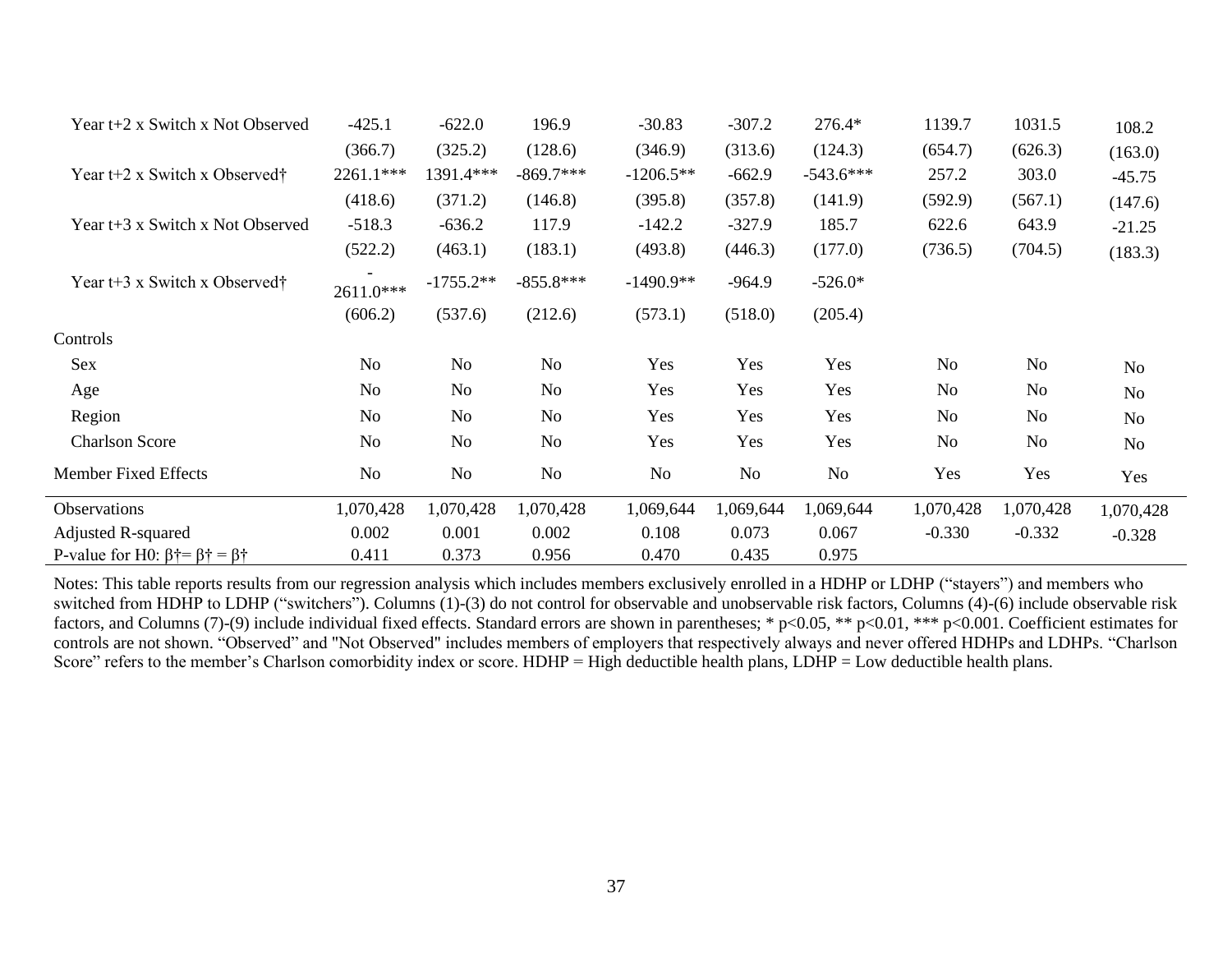| | (1) | (2) | (3) | (4) | (5) | (6) | (7) | (8) | (9) |
|---|---|---|---|---|---|---|---|---|---|
| Year t+2 x Switch x Not Observed | -425.1 | -622.0 | 196.9 | -30.83 | -307.2 | 276.4* | 1139.7 | 1031.5 | 108.2 |
| | (366.7) | (325.2) | (128.6) | (346.9) | (313.6) | (124.3) | (654.7) | (626.3) | (163.0) |
| Year t+2 x Switch x Observed† | 2261.1*** | 1391.4*** | -869.7*** | -1206.5** | -662.9 | -543.6*** | 257.2 | 303.0 | -45.75 |
| | (418.6) | (371.2) | (146.8) | (395.8) | (357.8) | (141.9) | (592.9) | (567.1) | (147.6) |
| Year t+3 x Switch x Not Observed | -518.3 | -636.2 | 117.9 | -142.2 | -327.9 | 185.7 | 622.6 | 643.9 | -21.25 |
| | (522.2) | (463.1) | (183.1) | (493.8) | (446.3) | (177.0) | (736.5) | (704.5) | (183.3) |
| Year t+3 x Switch x Observed† | -2611.0*** | -1755.2** | -855.8*** | -1490.9** | -964.9 | -526.0* | | | |
| | (606.2) | (537.6) | (212.6) | (573.1) | (518.0) | (205.4) | | | |
| Controls | | | | | | | | | |
| Sex | No | No | No | Yes | Yes | Yes | No | No | No |
| Age | No | No | No | Yes | Yes | Yes | No | No | No |
| Region | No | No | No | Yes | Yes | Yes | No | No | No |
| Charlson Score | No | No | No | Yes | Yes | Yes | No | No | No |
| Member Fixed Effects | No | No | No | No | No | No | Yes | Yes | Yes |
| Observations | 1,070,428 | 1,070,428 | 1,070,428 | 1,069,644 | 1,069,644 | 1,069,644 | 1,070,428 | 1,070,428 | 1,070,428 |
| Adjusted R-squared | 0.002 | 0.001 | 0.002 | 0.108 | 0.073 | 0.067 | -0.330 | -0.332 | -0.328 |
| P-value for H0: β†= β† = β† | 0.411 | 0.373 | 0.956 | 0.470 | 0.435 | 0.975 | | | |

Notes: This table reports results from our regression analysis which includes members exclusively enrolled in a HDHP or LDHP ("stayers") and members who switched from HDHP to LDHP ("switchers"). Columns (1)-(3) do not control for observable and unobservable risk factors, Columns (4)-(6) include observable risk factors, and Columns (7)-(9) include individual fixed effects. Standard errors are shown in parentheses; * p<0.05, ** p<0.01, *** p<0.001. Coefficient estimates for controls are not shown. "Observed" and "Not Observed" includes members of employers that respectively always and never offered HDHPs and LDHPs. "Charlson Score" refers to the member's Charlson comorbidity index or score. HDHP = High deductible health plans, LDHP = Low deductible health plans.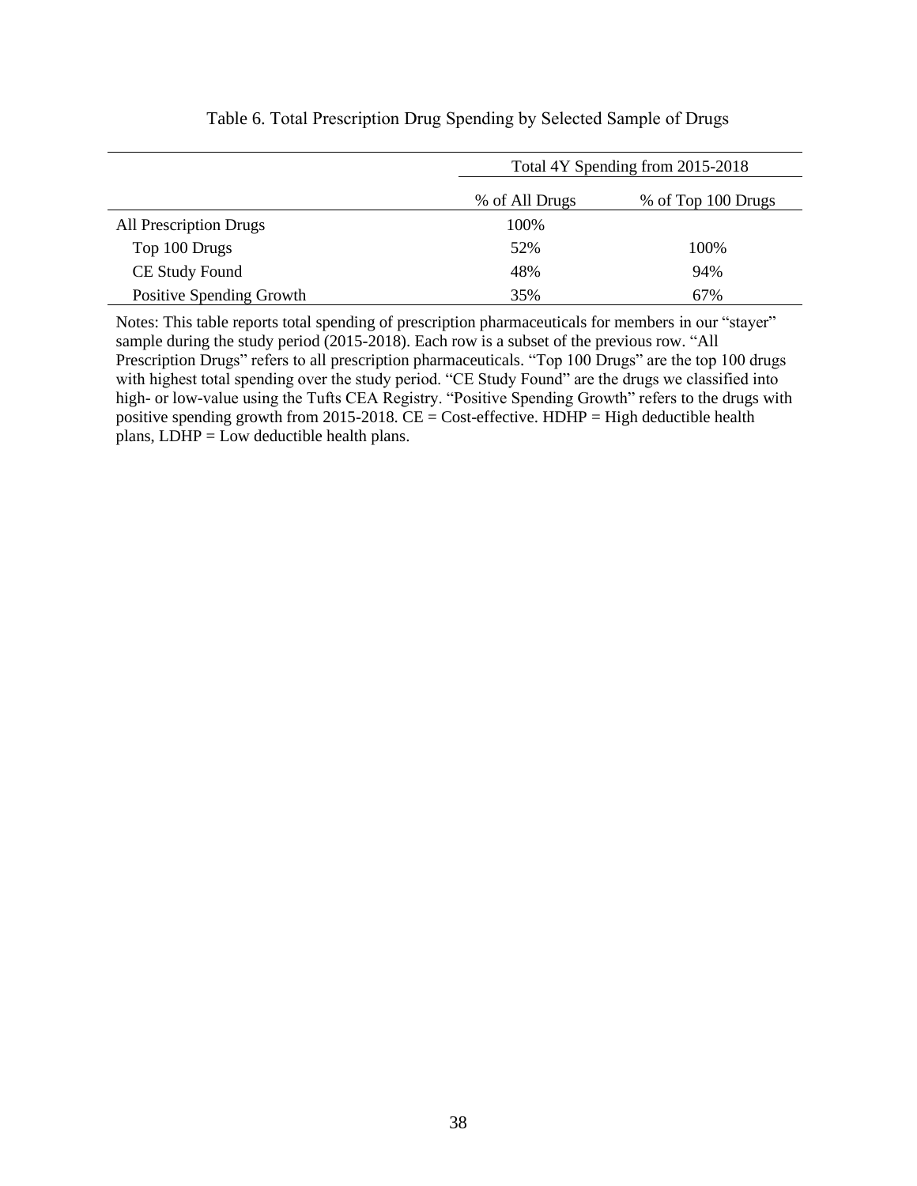Table 6. Total Prescription Drug Spending by Selected Sample of Drugs

| | Total 4Y Spending from 2015-2018 | |
|---|---|---|
| | % of All Drugs | % of Top 100 Drugs |
| All Prescription Drugs | 100% | |
| Top 100 Drugs | 52% | 100% |
| CE Study Found | 48% | 94% |
| Positive Spending Growth | 35% | 67% |

Notes: This table reports total spending of prescription pharmaceuticals for members in our "stayer" sample during the study period (2015-2018). Each row is a subset of the previous row. "All Prescription Drugs" refers to all prescription pharmaceuticals. "Top 100 Drugs" are the top 100 drugs with highest total spending over the study period. "CE Study Found" are the drugs we classified into high- or low-value using the Tufts CEA Registry. "Positive Spending Growth" refers to the drugs with positive spending growth from 2015-2018. CE = Cost-effective. HDHP = High deductible health plans, LDHP = Low deductible health plans.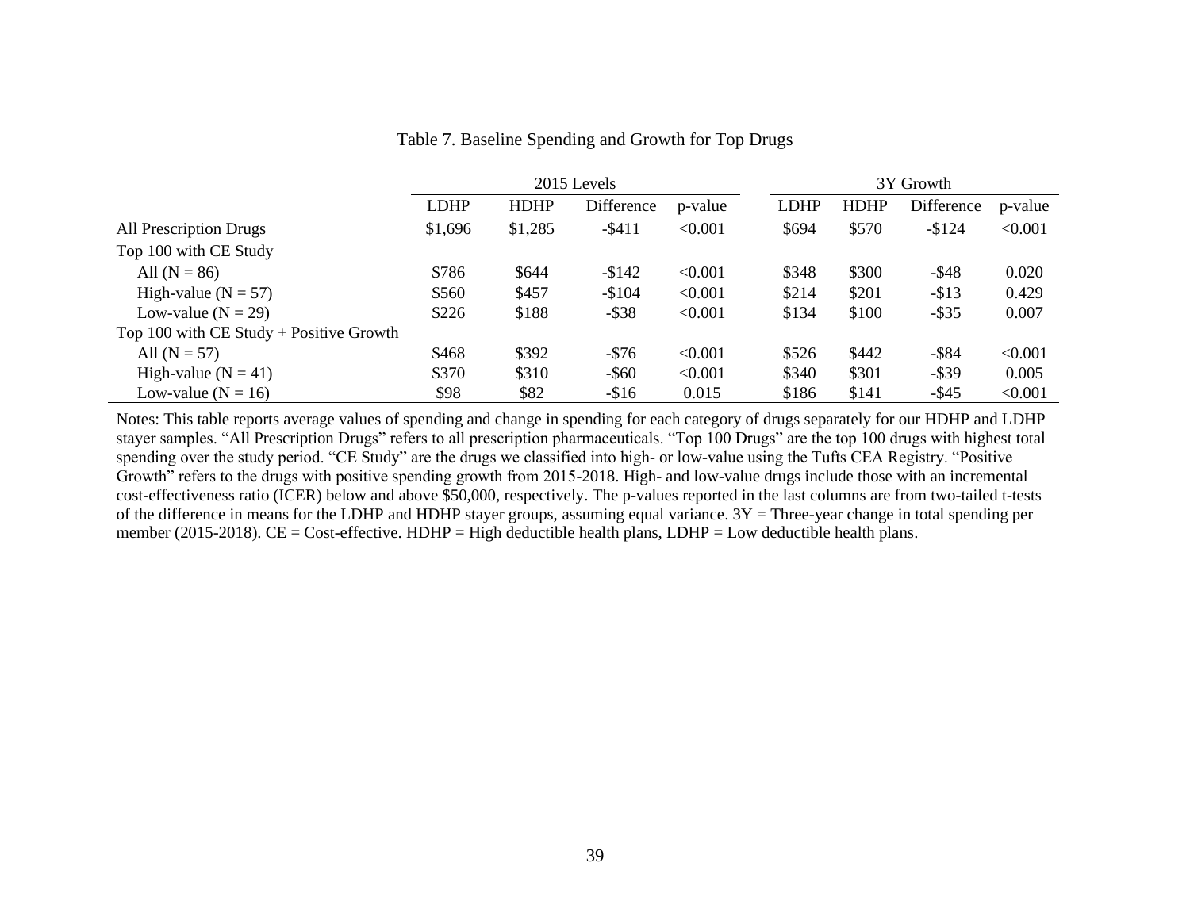Table 7. Baseline Spending and Growth for Top Drugs

| | 2015 Levels | | | | 3Y Growth | | | |
|---|---|---|---|---|---|---|---|---|
| | LDHP | HDHP | Difference | p-value | LDHP | HDHP | Difference | p-value |
| All Prescription Drugs | \$1,696 | \$1,285 | -\$411 | <0.001 | \$694 | \$570 | -\$124 | <0.001 |
| Top 100 with CE Study | | | | | | | | |
| All (N = 86) | \$786 | \$644 | -\$142 | <0.001 | \$348 | \$300 | -\$48 | 0.020 |
| High-value (N = 57) | \$560 | \$457 | -\$104 | <0.001 | \$214 | \$201 | -\$13 | 0.429 |
| Low-value (N = 29) | \$226 | \$188 | -\$38 | <0.001 | \$134 | \$100 | -\$35 | 0.007 |
| Top 100 with CE Study + Positive Growth | | | | | | | | |
| All (N = 57) | \$468 | \$392 | -\$76 | <0.001 | \$526 | \$442 | -\$84 | <0.001 |
| High-value (N = 41) | \$370 | \$310 | -\$60 | <0.001 | \$340 | \$301 | -\$39 | 0.005 |
| Low-value (N = 16) | \$98 | \$82 | -\$16 | 0.015 | \$186 | \$141 | -\$45 | <0.001 |

Notes: This table reports average values of spending and change in spending for each category of drugs separately for our HDHP and LDHP stayer samples. "All Prescription Drugs" refers to all prescription pharmaceuticals. "Top 100 Drugs" are the top 100 drugs with highest total spending over the study period. "CE Study" are the drugs we classified into high- or low-value using the Tufts CEA Registry. "Positive Growth" refers to the drugs with positive spending growth from 2015-2018. High- and low-value drugs include those with an incremental cost-effectiveness ratio (ICER) below and above \$50,000, respectively. The p-values reported in the last columns are from two-tailed t-tests of the difference in means for the LDHP and HDHP stayer groups, assuming equal variance. 3Y = Three-year change in total spending per member (2015-2018). CE = Cost-effective. HDHP = High deductible health plans, LDHP = Low deductible health plans.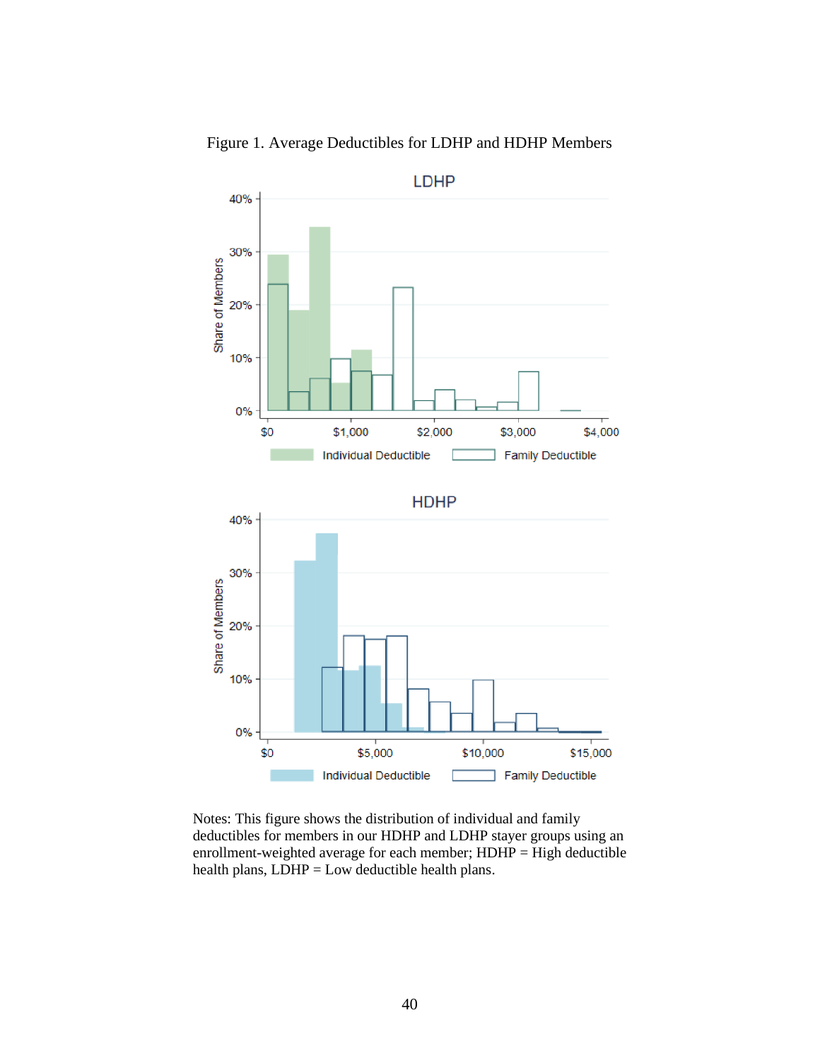Figure 1. Average Deductibles for LDHP and HDHP Members

Notes: This figure shows the distribution of individual and family deductibles for members in our HDHP and LDHP stayer groups using an enrollment-weighted average for each member; HDHP = High deductible health plans, LDHP = Low deductible health plans.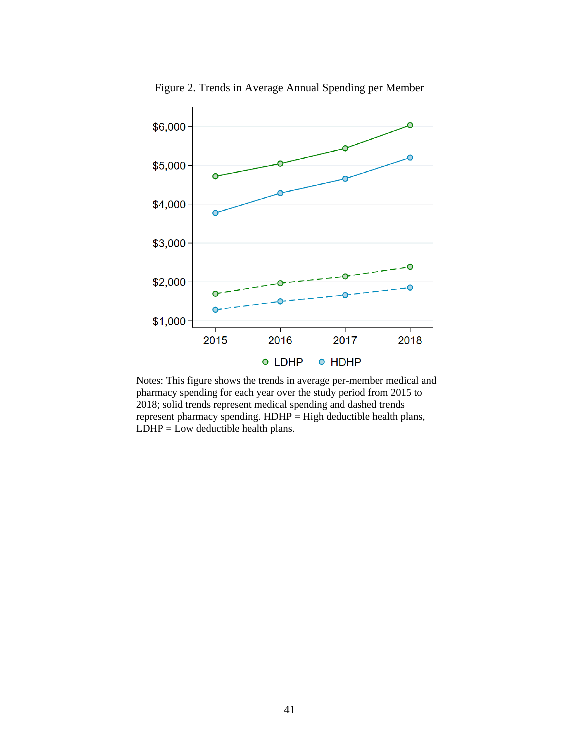Figure 2. Trends in Average Annual Spending per Member

Notes: This figure shows the trends in average per-member medical and pharmacy spending for each year over the study period from 2015 to 2018; solid trends represent medical spending and dashed trends represent pharmacy spending. HDHP = High deductible health plans, LDHP = Low deductible health plans.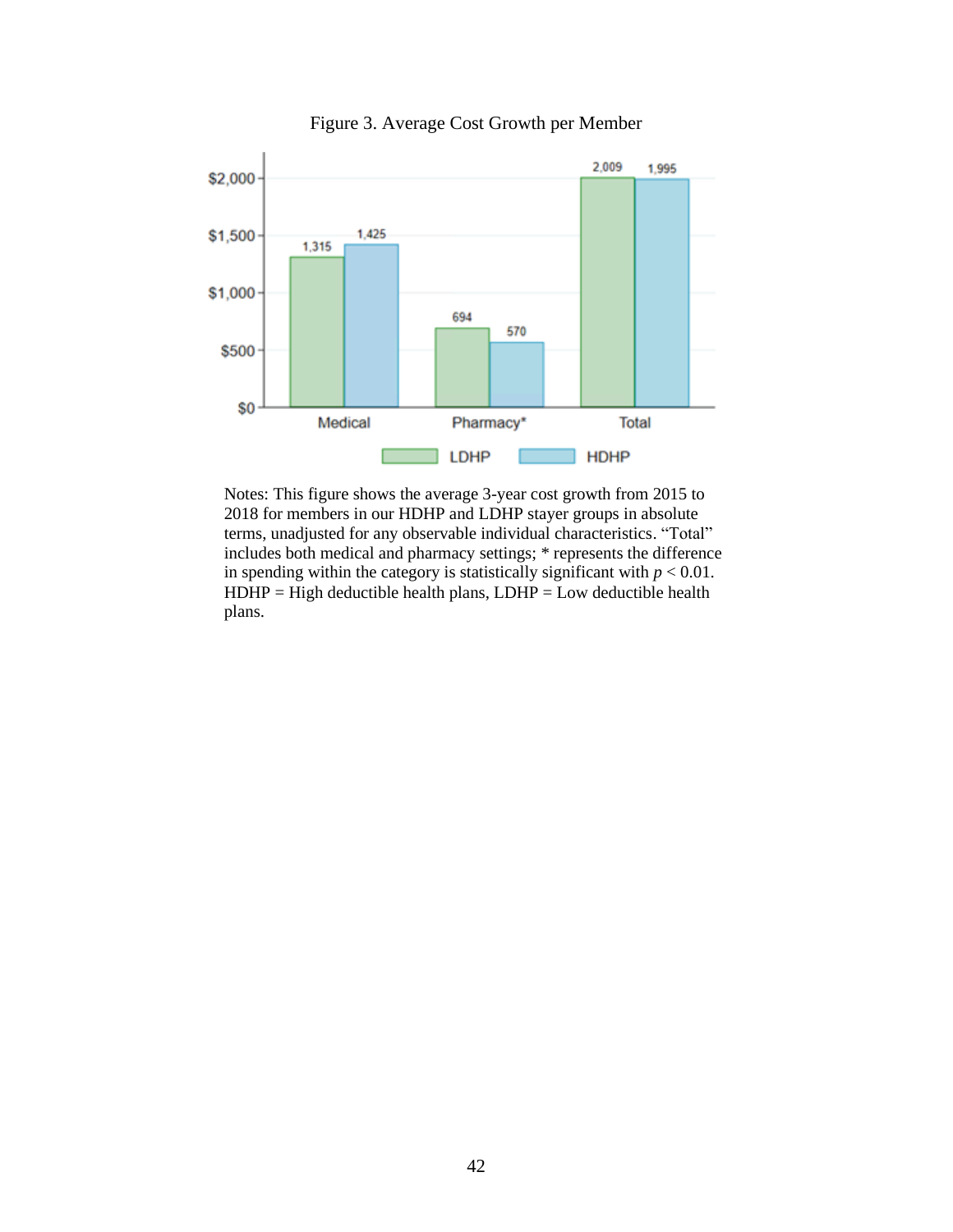Figure 3. Average Cost Growth per Member

| | LDHP | HDHP |
|---|---|---|
| Medical | 1,315 | 1,425 |
| Pharmacy* | 694 | 570 |
| Total | 2,009 | 1,995 |

Notes: This figure shows the average 3-year cost growth from 2015 to 2018 for members in our HDHP and LDHP stayer groups in absolute terms, unadjusted for any observable individual characteristics. "Total" includes both medical and pharmacy settings; * represents the difference in spending within the category is statistically significant with $p < 0.01$. HDHP = High deductible health plans, LDHP = Low deductible health plans.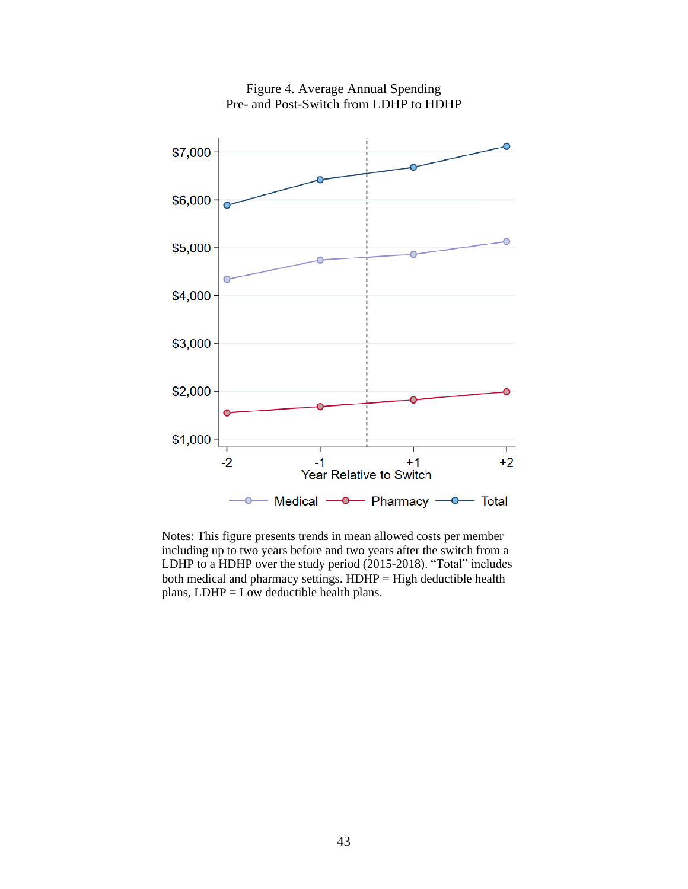Figure 4. Average Annual Spending
Pre- and Post-Switch from LDHP to HDHP

$7,000
$6,000
$5,000
$4,000
$3,000
$2,000
$1,000

-2
-1
+1
+2
Year Relative to Switch

Medical
Pharmacy
Total

Notes: This figure presents trends in mean allowed costs per member including up to two years before and two years after the switch from a LDHP to a HDHP over the study period (2015-2018). "Total" includes both medical and pharmacy settings. HDHP = High deductible health plans, LDHP = Low deductible health plans.